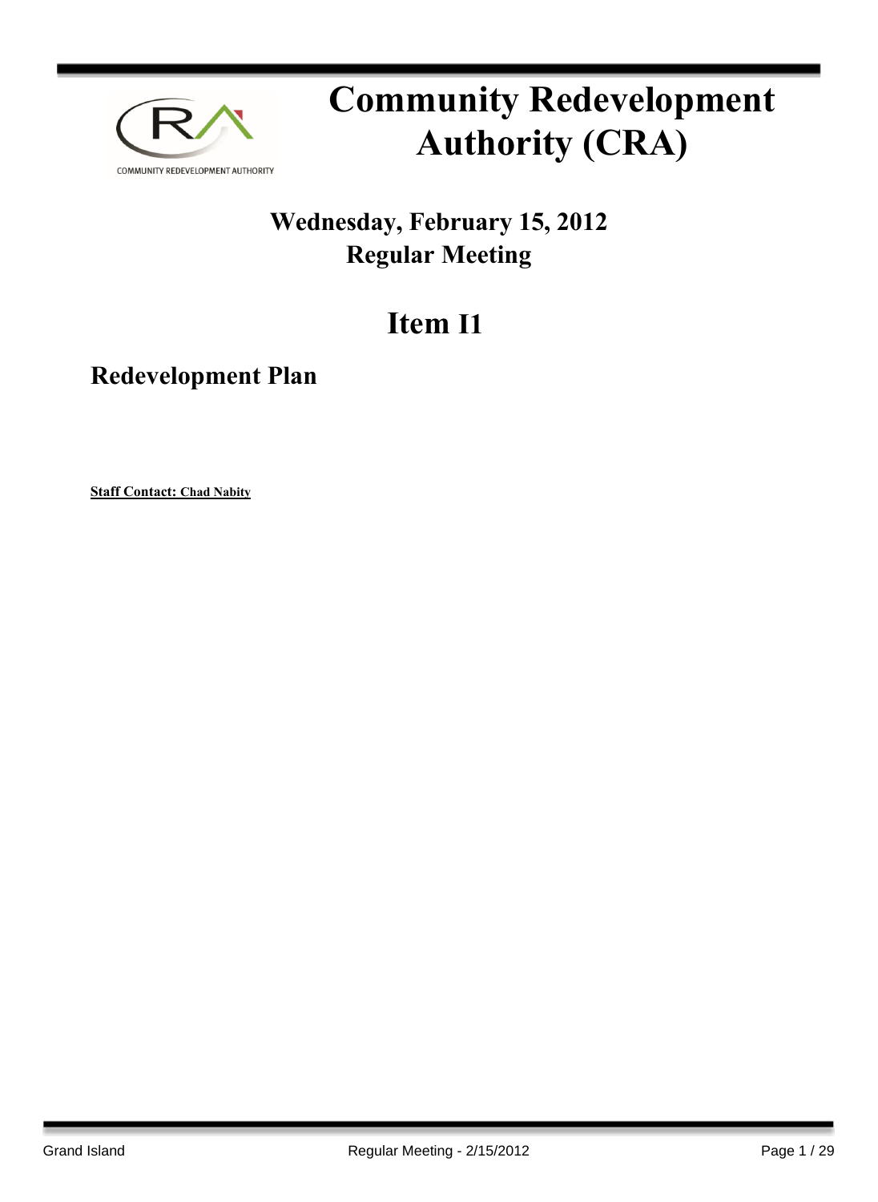# Community Redevelopment Authority (CRA)

## Wednesday, February 15, 2012
## Regular Meeting

# Item I1

## Redevelopment Plan

**Staff Contact: Chad Nabity**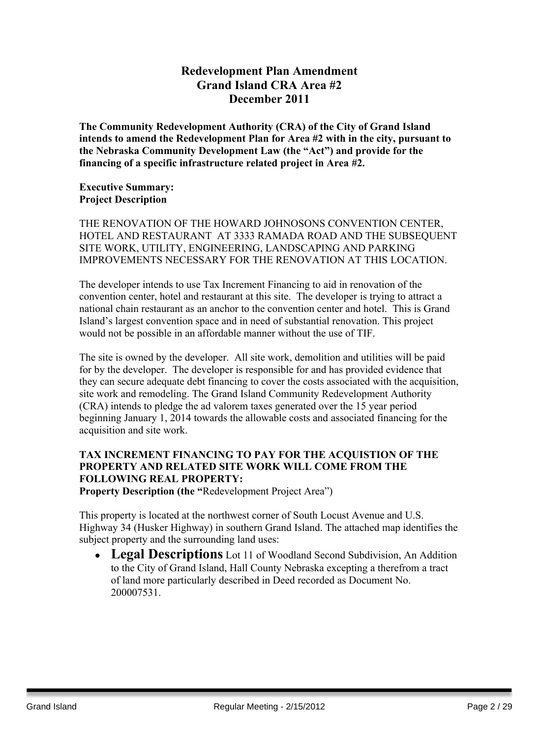# Redevelopment Plan Amendment
# Grand Island CRA Area #2
# December 2011

**The Community Redevelopment Authority (CRA) of the City of Grand Island intends to amend the Redevelopment Plan for Area #2 with in the city, pursuant to the Nebraska Community Development Law (the "Act") and provide for the financing of a specific infrastructure related project in Area #2.**

**Executive Summary:**
**Project Description**

THE RENOVATION OF THE HOWARD JOHNOSONS CONVENTION CENTER, HOTEL AND RESTAURANT AT 3333 RAMADA ROAD AND THE SUBSEQUENT SITE WORK, UTILITY, ENGINEERING, LANDSCAPING AND PARKING IMPROVEMENTS NECESSARY FOR THE RENOVATION AT THIS LOCATION.

The developer intends to use Tax Increment Financing to aid in renovation of the convention center, hotel and restaurant at this site. The developer is trying to attract a national chain restaurant as an anchor to the convention center and hotel. This is Grand Island's largest convention space and in need of substantial renovation. This project would not be possible in an affordable manner without the use of TIF.

The site is owned by the developer. All site work, demolition and utilities will be paid for by the developer. The developer is responsible for and has provided evidence that they can secure adequate debt financing to cover the costs associated with the acquisition, site work and remodeling. The Grand Island Community Redevelopment Authority (CRA) intends to pledge the ad valorem taxes generated over the 15 year period beginning January 1, 2014 towards the allowable costs and associated financing for the acquisition and site work.

**TAX INCREMENT FINANCING TO PAY FOR THE ACQUISTION OF THE PROPERTY AND RELATED SITE WORK WILL COME FROM THE FOLLOWING REAL PROPERTY:**
**Property Description (the "**Redevelopment Project Area")

This property is located at the northwest corner of South Locust Avenue and U.S. Highway 34 (Husker Highway) in southern Grand Island. The attached map identifies the subject property and the surrounding land uses:

- **Legal Descriptions** Lot 11 of Woodland Second Subdivision, An Addition to the City of Grand Island, Hall County Nebraska excepting a therefrom a tract of land more particularly described in Deed recorded as Document No. 200007531.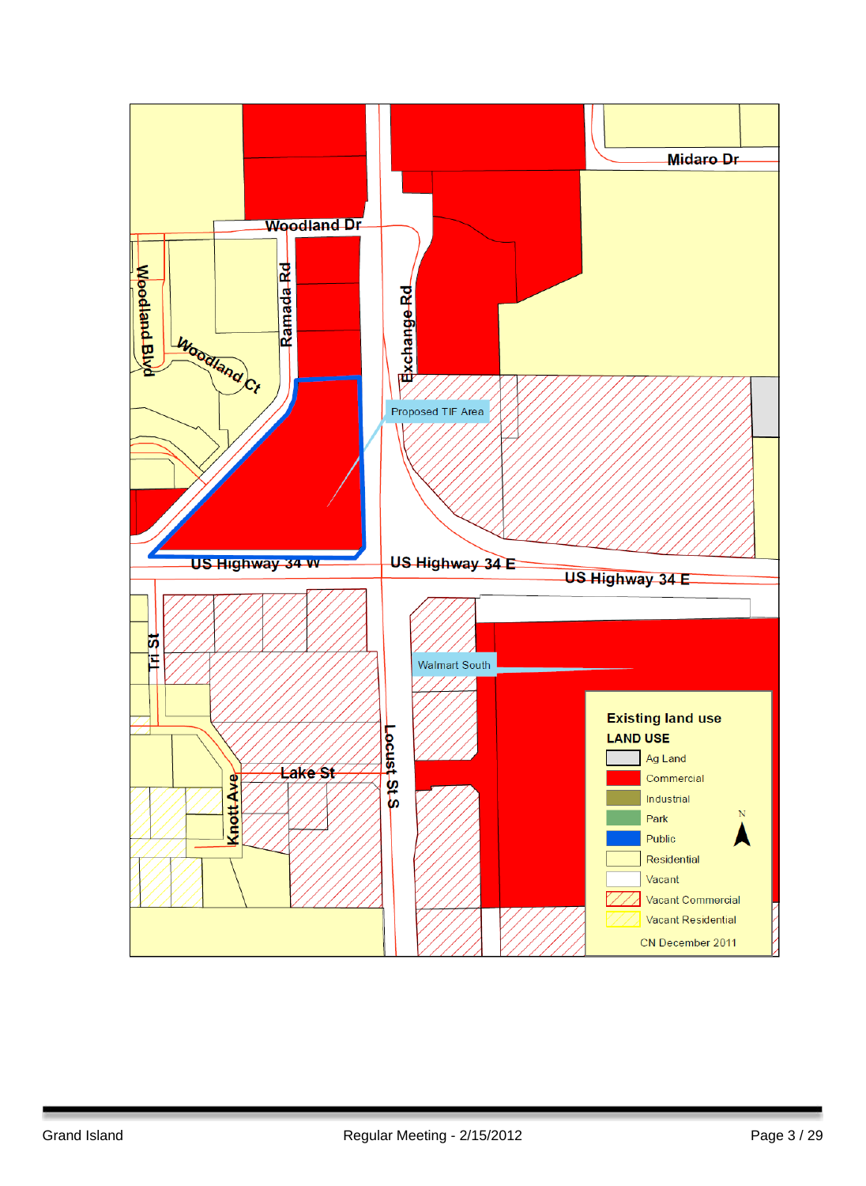Woodland Dr

Midaro Dr

Woodland Blvd

Ramada Rd

Woodland Ct

Exchange Rd

Proposed TIF Area

US Highway 34 W

US Highway 34 E

US Highway 34 E

Tri St

Walmart South

Locust St S

Lake St

Knott Ave

**Existing land use**

**LAND USE**

- Ag Land
- Commercial
- Industrial
- Park
- Public
- Residential
- Vacant
- Vacant Commercial
- Vacant Residential

N

CN December 2011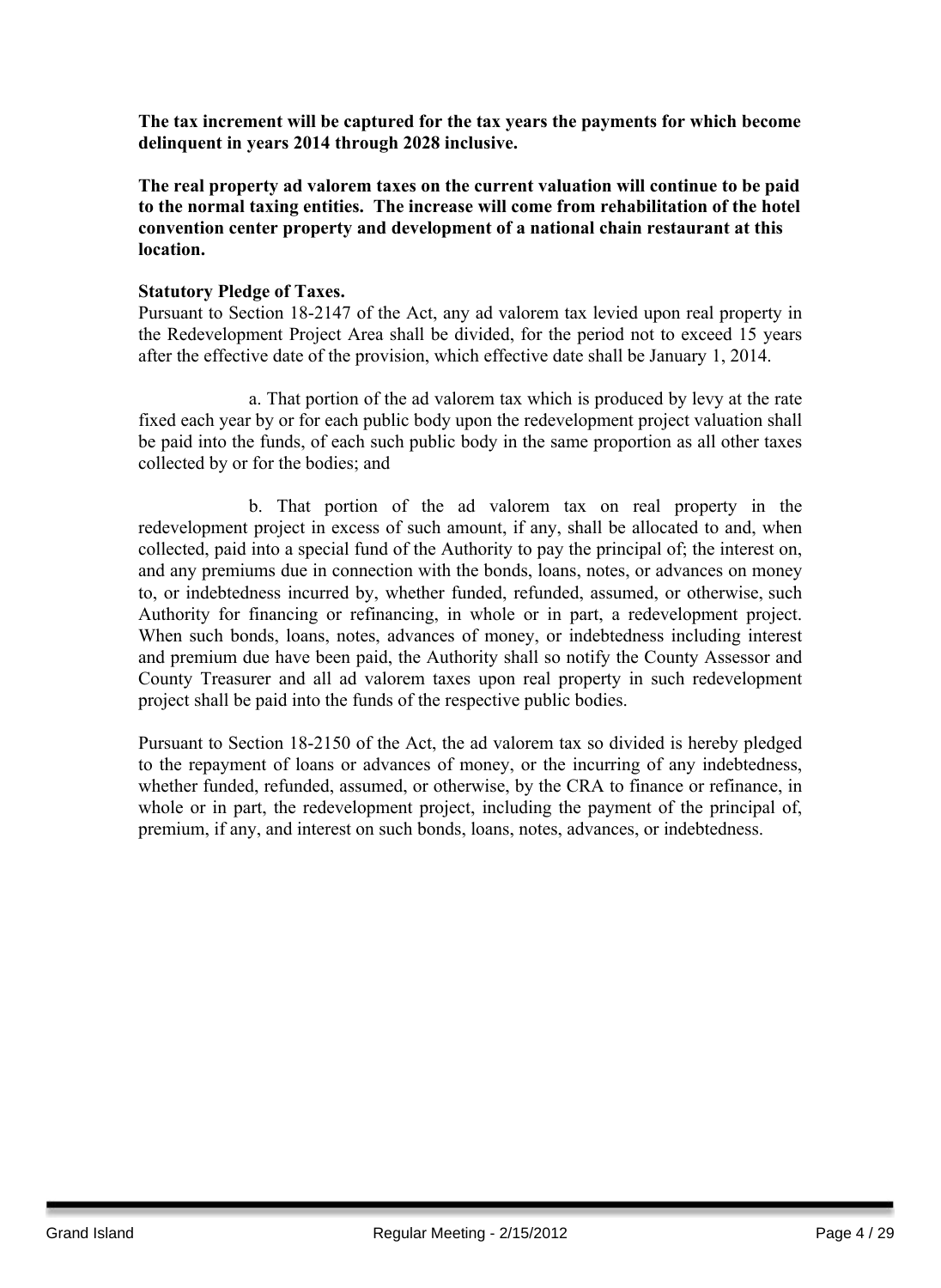**The tax increment will be captured for the tax years the payments for which become delinquent in years 2014 through 2028 inclusive.**

**The real property ad valorem taxes on the current valuation will continue to be paid to the normal taxing entities. The increase will come from rehabilitation of the hotel convention center property and development of a national chain restaurant at this location.**

**Statutory Pledge of Taxes.**
Pursuant to Section 18-2147 of the Act, any ad valorem tax levied upon real property in the Redevelopment Project Area shall be divided, for the period not to exceed 15 years after the effective date of the provision, which effective date shall be January 1, 2014.

a. That portion of the ad valorem tax which is produced by levy at the rate fixed each year by or for each public body upon the redevelopment project valuation shall be paid into the funds, of each such public body in the same proportion as all other taxes collected by or for the bodies; and

b. That portion of the ad valorem tax on real property in the redevelopment project in excess of such amount, if any, shall be allocated to and, when collected, paid into a special fund of the Authority to pay the principal of; the interest on, and any premiums due in connection with the bonds, loans, notes, or advances on money to, or indebtedness incurred by, whether funded, refunded, assumed, or otherwise, such Authority for financing or refinancing, in whole or in part, a redevelopment project. When such bonds, loans, notes, advances of money, or indebtedness including interest and premium due have been paid, the Authority shall so notify the County Assessor and County Treasurer and all ad valorem taxes upon real property in such redevelopment project shall be paid into the funds of the respective public bodies.

Pursuant to Section 18-2150 of the Act, the ad valorem tax so divided is hereby pledged to the repayment of loans or advances of money, or the incurring of any indebtedness, whether funded, refunded, assumed, or otherwise, by the CRA to finance or refinance, in whole or in part, the redevelopment project, including the payment of the principal of, premium, if any, and interest on such bonds, loans, notes, advances, or indebtedness.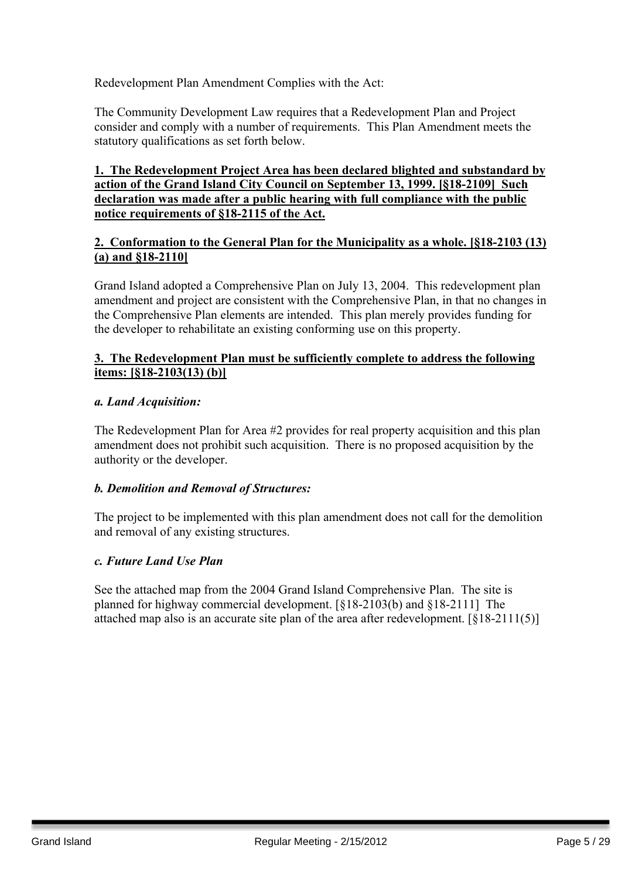Redevelopment Plan Amendment Complies with the Act:

The Community Development Law requires that a Redevelopment Plan and Project consider and comply with a number of requirements. This Plan Amendment meets the statutory qualifications as set forth below.

**1. The Redevelopment Project Area has been declared blighted and substandard by action of the Grand Island City Council on September 13, 1999. [§18-2109] Such declaration was made after a public hearing with full compliance with the public notice requirements of §18-2115 of the Act.**

**2. Conformation to the General Plan for the Municipality as a whole. [§18-2103 (13) (a) and §18-2110]**

Grand Island adopted a Comprehensive Plan on July 13, 2004. This redevelopment plan amendment and project are consistent with the Comprehensive Plan, in that no changes in the Comprehensive Plan elements are intended. This plan merely provides funding for the developer to rehabilitate an existing conforming use on this property.

**3. The Redevelopment Plan must be sufficiently complete to address the following items: [§18-2103(13) (b)]**

***a. Land Acquisition:***

The Redevelopment Plan for Area #2 provides for real property acquisition and this plan amendment does not prohibit such acquisition. There is no proposed acquisition by the authority or the developer.

***b. Demolition and Removal of Structures:***

The project to be implemented with this plan amendment does not call for the demolition and removal of any existing structures.

***c. Future Land Use Plan***

See the attached map from the 2004 Grand Island Comprehensive Plan. The site is planned for highway commercial development. [§18-2103(b) and §18-2111] The attached map also is an accurate site plan of the area after redevelopment. [§18-2111(5)]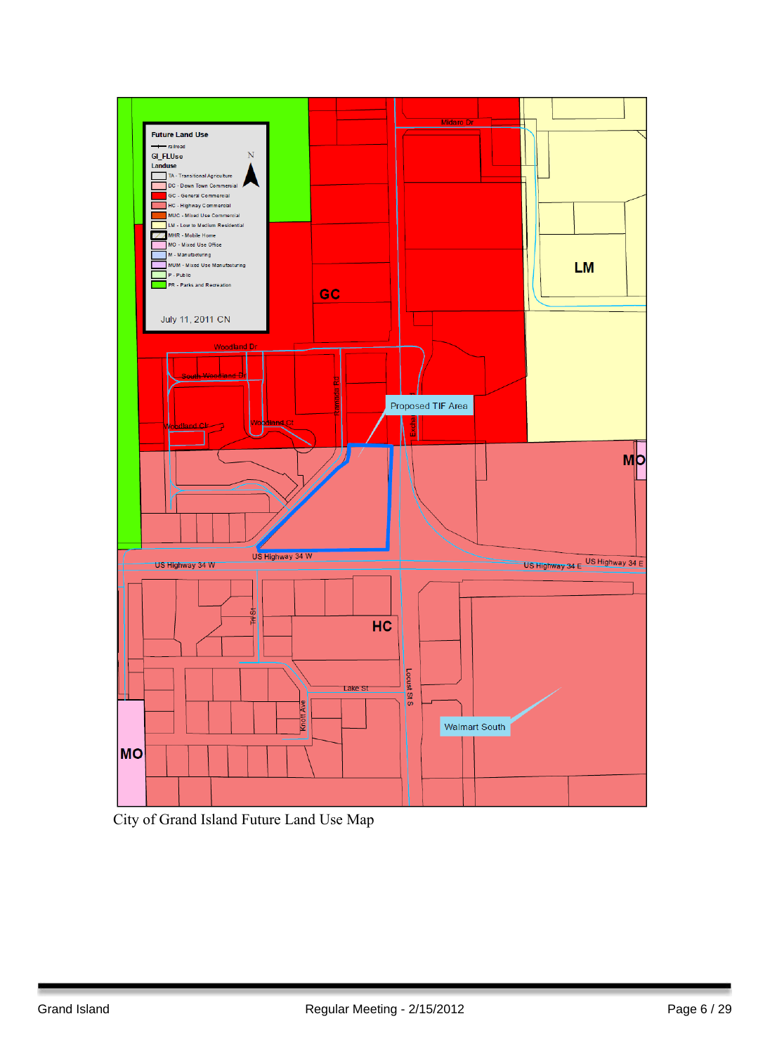City of Grand Island Future Land Use Map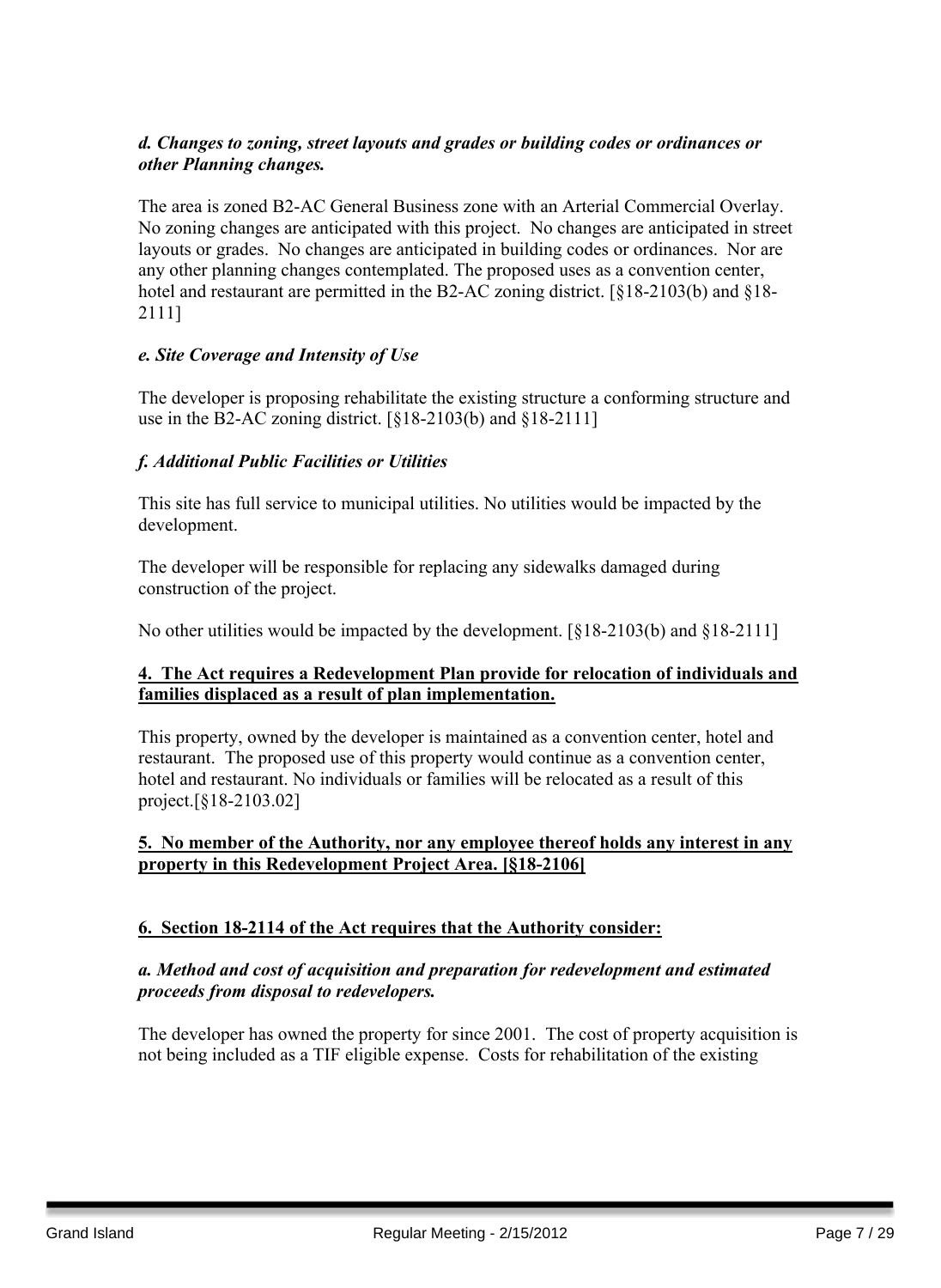***d. Changes to zoning, street layouts and grades or building codes or ordinances or other Planning changes.***

The area is zoned B2-AC General Business zone with an Arterial Commercial Overlay. No zoning changes are anticipated with this project. No changes are anticipated in street layouts or grades. No changes are anticipated in building codes or ordinances. Nor are any other planning changes contemplated. The proposed uses as a convention center, hotel and restaurant are permitted in the B2-AC zoning district. [§18-2103(b) and §18-2111]

***e. Site Coverage and Intensity of Use***

The developer is proposing rehabilitate the existing structure a conforming structure and use in the B2-AC zoning district. [§18-2103(b) and §18-2111]

***f. Additional Public Facilities or Utilities***

This site has full service to municipal utilities. No utilities would be impacted by the development.

The developer will be responsible for replacing any sidewalks damaged during construction of the project.

No other utilities would be impacted by the development. [§18-2103(b) and §18-2111]

**4. The Act requires a Redevelopment Plan provide for relocation of individuals and families displaced as a result of plan implementation.**

This property, owned by the developer is maintained as a convention center, hotel and restaurant. The proposed use of this property would continue as a convention center, hotel and restaurant. No individuals or families will be relocated as a result of this project.[§18-2103.02]

**5. No member of the Authority, nor any employee thereof holds any interest in any property in this Redevelopment Project Area. [§18-2106]**

**6. Section 18-2114 of the Act requires that the Authority consider:**

***a. Method and cost of acquisition and preparation for redevelopment and estimated proceeds from disposal to redevelopers.***

The developer has owned the property for since 2001. The cost of property acquisition is not being included as a TIF eligible expense. Costs for rehabilitation of the existing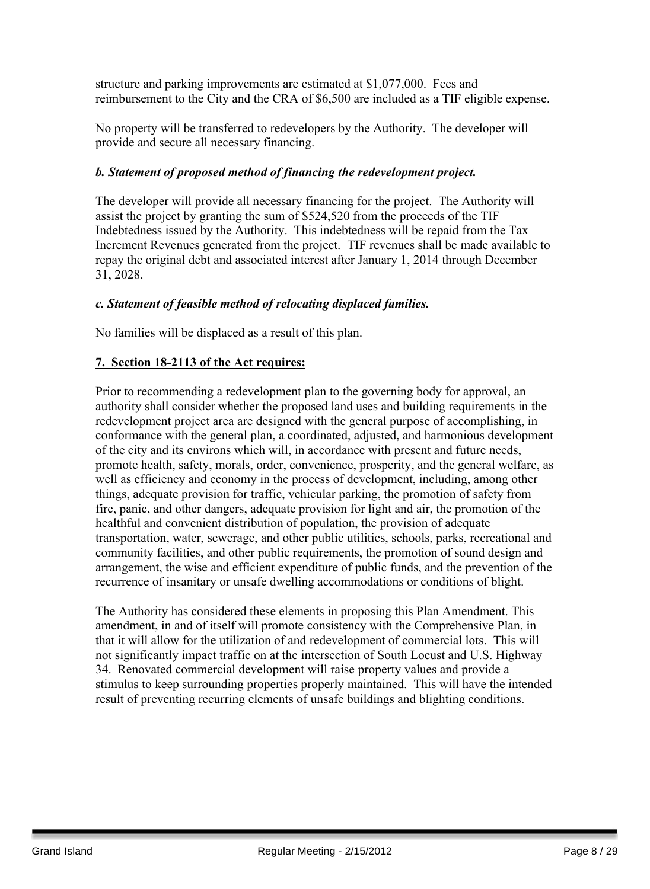structure and parking improvements are estimated at $1,077,000. Fees and reimbursement to the City and the CRA of $6,500 are included as a TIF eligible expense.

No property will be transferred to redevelopers by the Authority. The developer will provide and secure all necessary financing.

***b. Statement of proposed method of financing the redevelopment project.***

The developer will provide all necessary financing for the project. The Authority will assist the project by granting the sum of $524,520 from the proceeds of the TIF Indebtedness issued by the Authority. This indebtedness will be repaid from the Tax Increment Revenues generated from the project. TIF revenues shall be made available to repay the original debt and associated interest after January 1, 2014 through December 31, 2028.

***c. Statement of feasible method of relocating displaced families.***

No families will be displaced as a result of this plan.

**7. Section 18-2113 of the Act requires:**

Prior to recommending a redevelopment plan to the governing body for approval, an authority shall consider whether the proposed land uses and building requirements in the redevelopment project area are designed with the general purpose of accomplishing, in conformance with the general plan, a coordinated, adjusted, and harmonious development of the city and its environs which will, in accordance with present and future needs, promote health, safety, morals, order, convenience, prosperity, and the general welfare, as well as efficiency and economy in the process of development, including, among other things, adequate provision for traffic, vehicular parking, the promotion of safety from fire, panic, and other dangers, adequate provision for light and air, the promotion of the healthful and convenient distribution of population, the provision of adequate transportation, water, sewerage, and other public utilities, schools, parks, recreational and community facilities, and other public requirements, the promotion of sound design and arrangement, the wise and efficient expenditure of public funds, and the prevention of the recurrence of insanitary or unsafe dwelling accommodations or conditions of blight.

The Authority has considered these elements in proposing this Plan Amendment. This amendment, in and of itself will promote consistency with the Comprehensive Plan, in that it will allow for the utilization of and redevelopment of commercial lots. This will not significantly impact traffic on at the intersection of South Locust and U.S. Highway 34. Renovated commercial development will raise property values and provide a stimulus to keep surrounding properties properly maintained. This will have the intended result of preventing recurring elements of unsafe buildings and blighting conditions.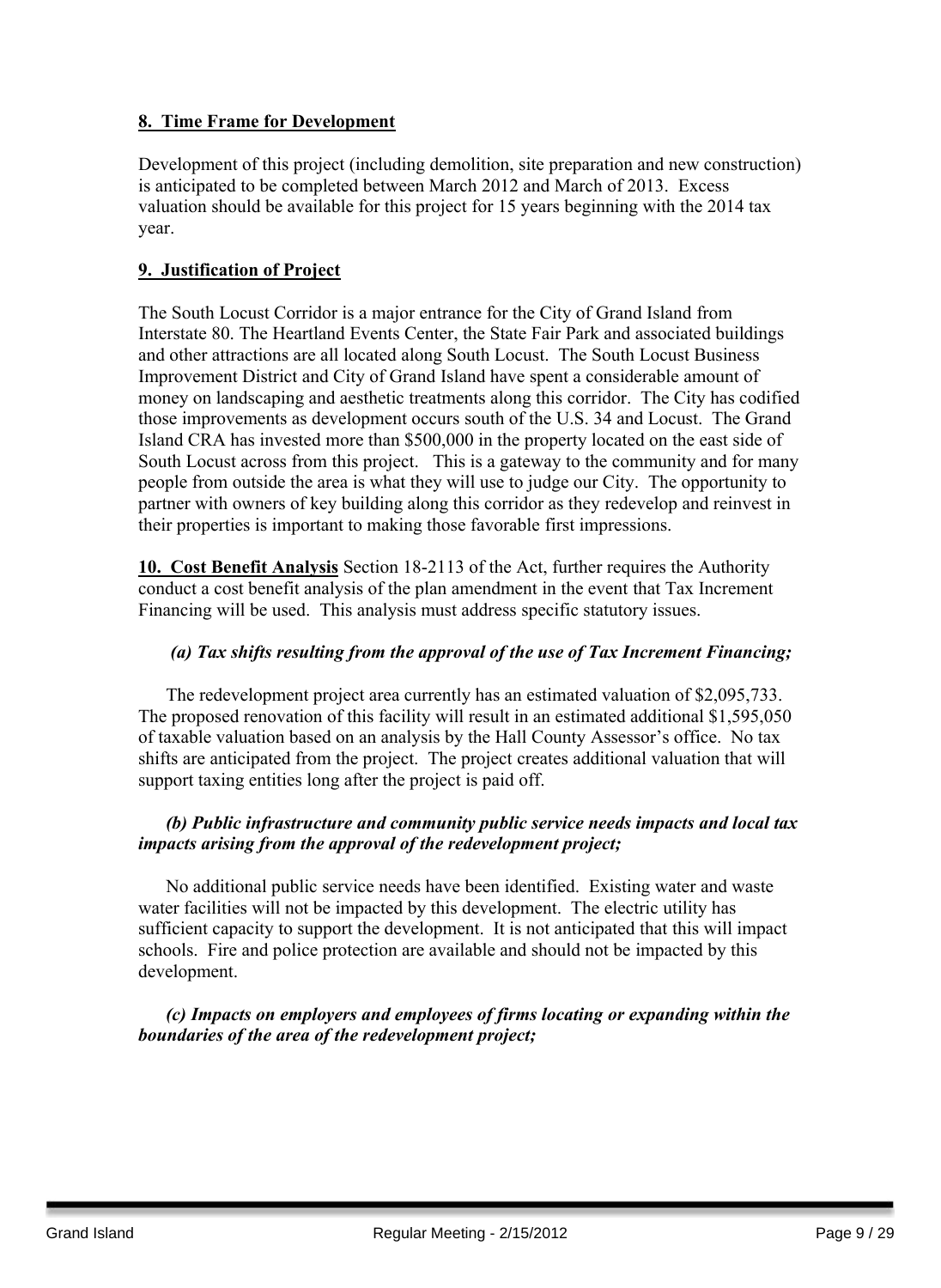**8. Time Frame for Development**

Development of this project (including demolition, site preparation and new construction) is anticipated to be completed between March 2012 and March of 2013. Excess valuation should be available for this project for 15 years beginning with the 2014 tax year.

**9. Justification of Project**

The South Locust Corridor is a major entrance for the City of Grand Island from Interstate 80. The Heartland Events Center, the State Fair Park and associated buildings and other attractions are all located along South Locust. The South Locust Business Improvement District and City of Grand Island have spent a considerable amount of money on landscaping and aesthetic treatments along this corridor. The City has codified those improvements as development occurs south of the U.S. 34 and Locust. The Grand Island CRA has invested more than $500,000 in the property located on the east side of South Locust across from this project. This is a gateway to the community and for many people from outside the area is what they will use to judge our City. The opportunity to partner with owners of key building along this corridor as they redevelop and reinvest in their properties is important to making those favorable first impressions.

**10. Cost Benefit Analysis** Section 18-2113 of the Act, further requires the Authority conduct a cost benefit analysis of the plan amendment in the event that Tax Increment Financing will be used. This analysis must address specific statutory issues.

***(a) Tax shifts resulting from the approval of the use of Tax Increment Financing;***

The redevelopment project area currently has an estimated valuation of $2,095,733. The proposed renovation of this facility will result in an estimated additional $1,595,050 of taxable valuation based on an analysis by the Hall County Assessor's office. No tax shifts are anticipated from the project. The project creates additional valuation that will support taxing entities long after the project is paid off.

***(b) Public infrastructure and community public service needs impacts and local tax impacts arising from the approval of the redevelopment project;***

No additional public service needs have been identified. Existing water and waste water facilities will not be impacted by this development. The electric utility has sufficient capacity to support the development. It is not anticipated that this will impact schools. Fire and police protection are available and should not be impacted by this development.

***(c) Impacts on employers and employees of firms locating or expanding within the boundaries of the area of the redevelopment project;***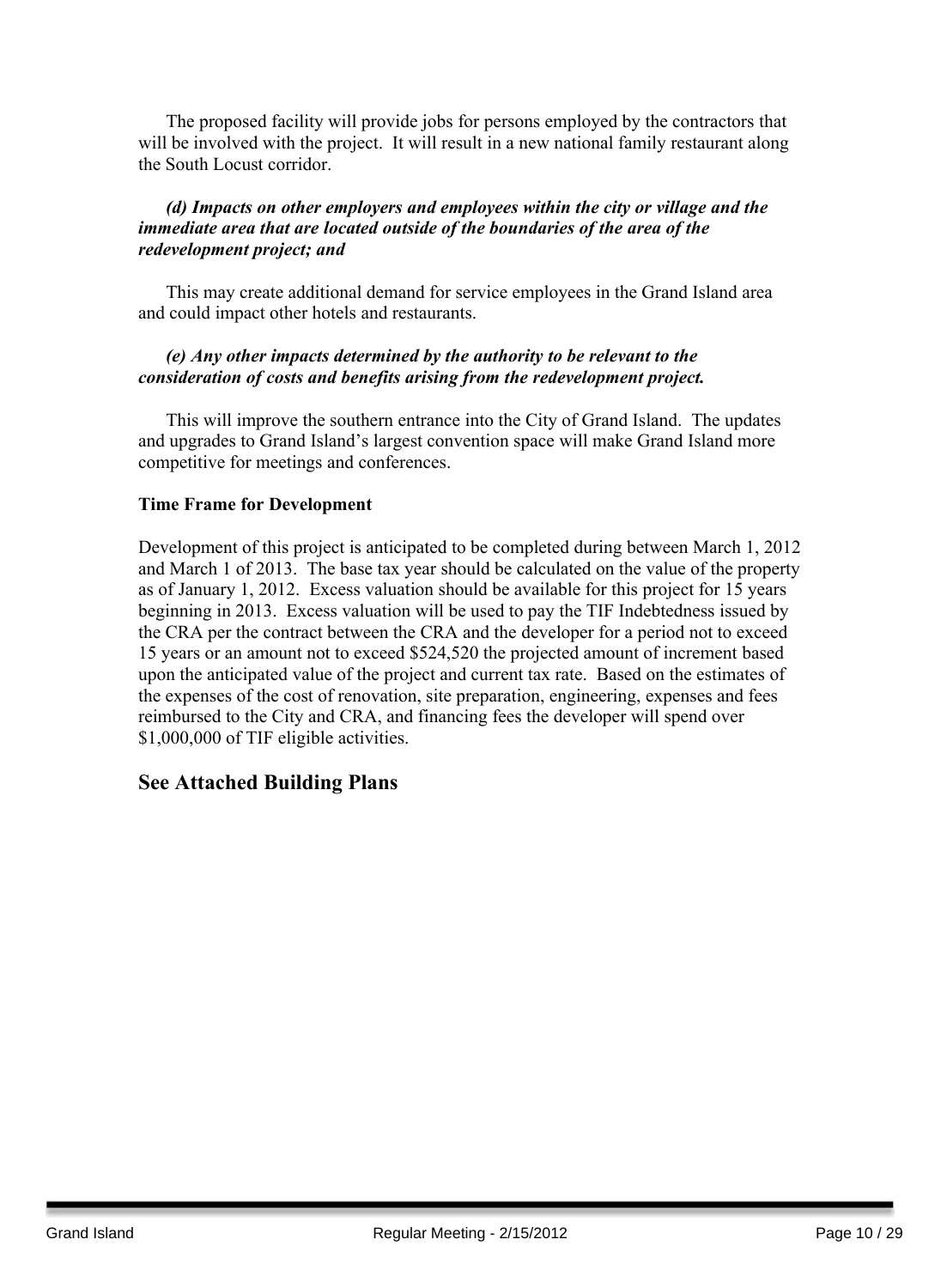The proposed facility will provide jobs for persons employed by the contractors that will be involved with the project. It will result in a new national family restaurant along the South Locust corridor.

***(d) Impacts on other employers and employees within the city or village and the immediate area that are located outside of the boundaries of the area of the redevelopment project; and***

This may create additional demand for service employees in the Grand Island area and could impact other hotels and restaurants.

***(e) Any other impacts determined by the authority to be relevant to the consideration of costs and benefits arising from the redevelopment project.***

This will improve the southern entrance into the City of Grand Island. The updates and upgrades to Grand Island's largest convention space will make Grand Island more competitive for meetings and conferences.

**Time Frame for Development**

Development of this project is anticipated to be completed during between March 1, 2012 and March 1 of 2013. The base tax year should be calculated on the value of the property as of January 1, 2012. Excess valuation should be available for this project for 15 years beginning in 2013. Excess valuation will be used to pay the TIF Indebtedness issued by the CRA per the contract between the CRA and the developer for a period not to exceed 15 years or an amount not to exceed $524,520 the projected amount of increment based upon the anticipated value of the project and current tax rate. Based on the estimates of the expenses of the cost of renovation, site preparation, engineering, expenses and fees reimbursed to the City and CRA, and financing fees the developer will spend over $1,000,000 of TIF eligible activities.

## See Attached Building Plans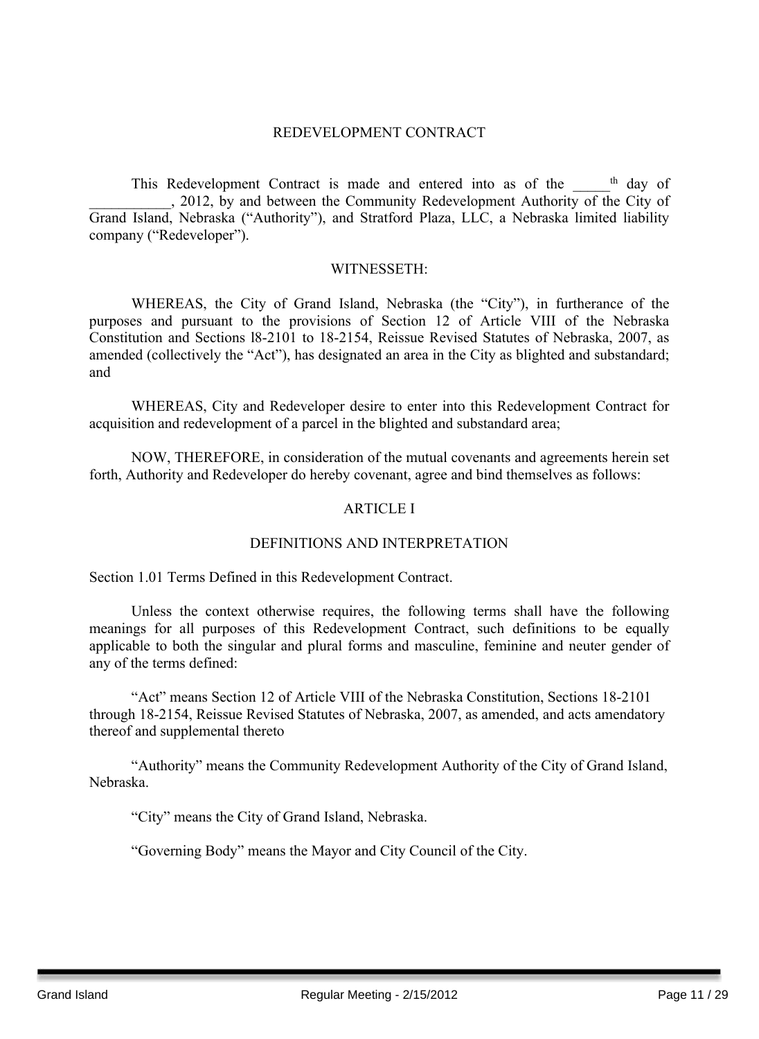# REDEVELOPMENT CONTRACT

This Redevelopment Contract is made and entered into as of the _____th day of ___________, 2012, by and between the Community Redevelopment Authority of the City of Grand Island, Nebraska ("Authority"), and Stratford Plaza, LLC, a Nebraska limited liability company ("Redeveloper").

WITNESSETH:

WHEREAS, the City of Grand Island, Nebraska (the "City"), in furtherance of the purposes and pursuant to the provisions of Section 12 of Article VIII of the Nebraska Constitution and Sections l8-2101 to 18-2154, Reissue Revised Statutes of Nebraska, 2007, as amended (collectively the "Act"), has designated an area in the City as blighted and substandard; and

WHEREAS, City and Redeveloper desire to enter into this Redevelopment Contract for acquisition and redevelopment of a parcel in the blighted and substandard area;

NOW, THEREFORE, in consideration of the mutual covenants and agreements herein set forth, Authority and Redeveloper do hereby covenant, agree and bind themselves as follows:

## ARTICLE I

## DEFINITIONS AND INTERPRETATION

Section 1.01 Terms Defined in this Redevelopment Contract.

Unless the context otherwise requires, the following terms shall have the following meanings for all purposes of this Redevelopment Contract, such definitions to be equally applicable to both the singular and plural forms and masculine, feminine and neuter gender of any of the terms defined:

"Act" means Section 12 of Article VIII of the Nebraska Constitution, Sections 18-2101 through 18-2154, Reissue Revised Statutes of Nebraska, 2007, as amended, and acts amendatory thereof and supplemental thereto

"Authority" means the Community Redevelopment Authority of the City of Grand Island, Nebraska.

"City" means the City of Grand Island, Nebraska.

"Governing Body" means the Mayor and City Council of the City.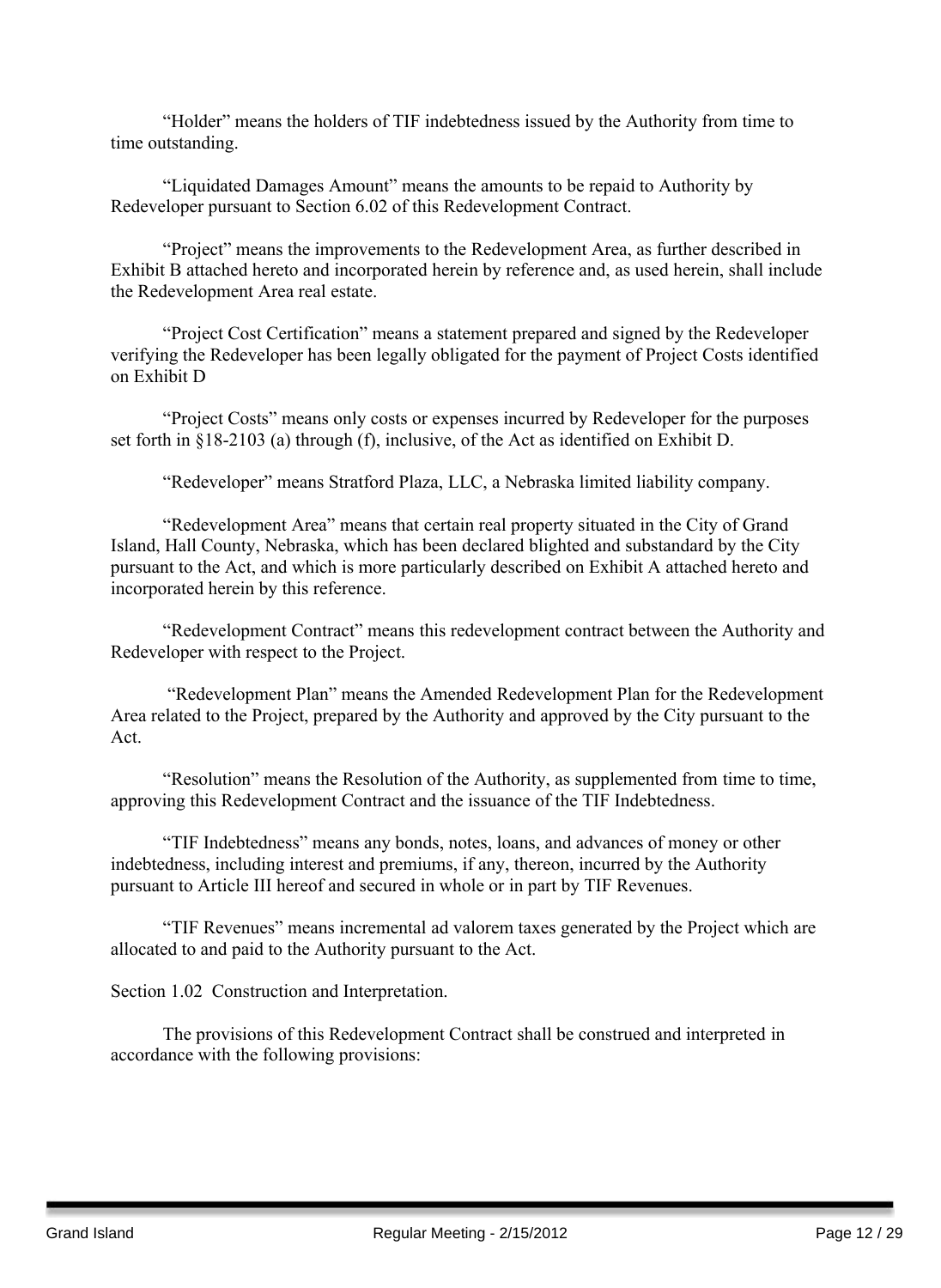"Holder" means the holders of TIF indebtedness issued by the Authority from time to time outstanding.

"Liquidated Damages Amount" means the amounts to be repaid to Authority by Redeveloper pursuant to Section 6.02 of this Redevelopment Contract.

"Project" means the improvements to the Redevelopment Area, as further described in Exhibit B attached hereto and incorporated herein by reference and, as used herein, shall include the Redevelopment Area real estate.

"Project Cost Certification" means a statement prepared and signed by the Redeveloper verifying the Redeveloper has been legally obligated for the payment of Project Costs identified on Exhibit D

"Project Costs" means only costs or expenses incurred by Redeveloper for the purposes set forth in §18-2103 (a) through (f), inclusive, of the Act as identified on Exhibit D.

"Redeveloper" means Stratford Plaza, LLC, a Nebraska limited liability company.

"Redevelopment Area" means that certain real property situated in the City of Grand Island, Hall County, Nebraska, which has been declared blighted and substandard by the City pursuant to the Act, and which is more particularly described on Exhibit A attached hereto and incorporated herein by this reference.

"Redevelopment Contract" means this redevelopment contract between the Authority and Redeveloper with respect to the Project.

"Redevelopment Plan" means the Amended Redevelopment Plan for the Redevelopment Area related to the Project, prepared by the Authority and approved by the City pursuant to the Act.

"Resolution" means the Resolution of the Authority, as supplemented from time to time, approving this Redevelopment Contract and the issuance of the TIF Indebtedness.

"TIF Indebtedness" means any bonds, notes, loans, and advances of money or other indebtedness, including interest and premiums, if any, thereon, incurred by the Authority pursuant to Article III hereof and secured in whole or in part by TIF Revenues.

"TIF Revenues" means incremental ad valorem taxes generated by the Project which are allocated to and paid to the Authority pursuant to the Act.

Section 1.02 Construction and Interpretation.

The provisions of this Redevelopment Contract shall be construed and interpreted in accordance with the following provisions: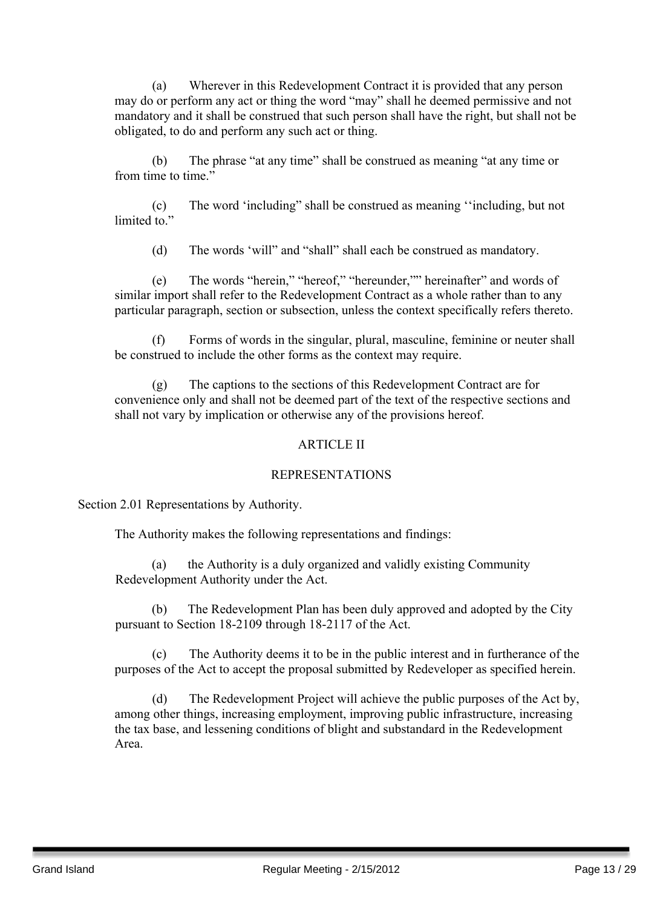(a) Wherever in this Redevelopment Contract it is provided that any person may do or perform any act or thing the word "may" shall he deemed permissive and not mandatory and it shall be construed that such person shall have the right, but shall not be obligated, to do and perform any such act or thing.

(b) The phrase "at any time" shall be construed as meaning "at any time or from time to time."

(c) The word 'including" shall be construed as meaning ''including, but not limited to."

(d) The words 'will" and "shall" shall each be construed as mandatory.

(e) The words "herein," "hereof," "hereunder,"" hereinafter" and words of similar import shall refer to the Redevelopment Contract as a whole rather than to any particular paragraph, section or subsection, unless the context specifically refers thereto.

(f) Forms of words in the singular, plural, masculine, feminine or neuter shall be construed to include the other forms as the context may require.

(g) The captions to the sections of this Redevelopment Contract are for convenience only and shall not be deemed part of the text of the respective sections and shall not vary by implication or otherwise any of the provisions hereof.

## ARTICLE II

## REPRESENTATIONS

Section 2.01 Representations by Authority.

The Authority makes the following representations and findings:

(a) the Authority is a duly organized and validly existing Community Redevelopment Authority under the Act.

(b) The Redevelopment Plan has been duly approved and adopted by the City pursuant to Section 18-2109 through 18-2117 of the Act.

(c) The Authority deems it to be in the public interest and in furtherance of the purposes of the Act to accept the proposal submitted by Redeveloper as specified herein.

(d) The Redevelopment Project will achieve the public purposes of the Act by, among other things, increasing employment, improving public infrastructure, increasing the tax base, and lessening conditions of blight and substandard in the Redevelopment Area.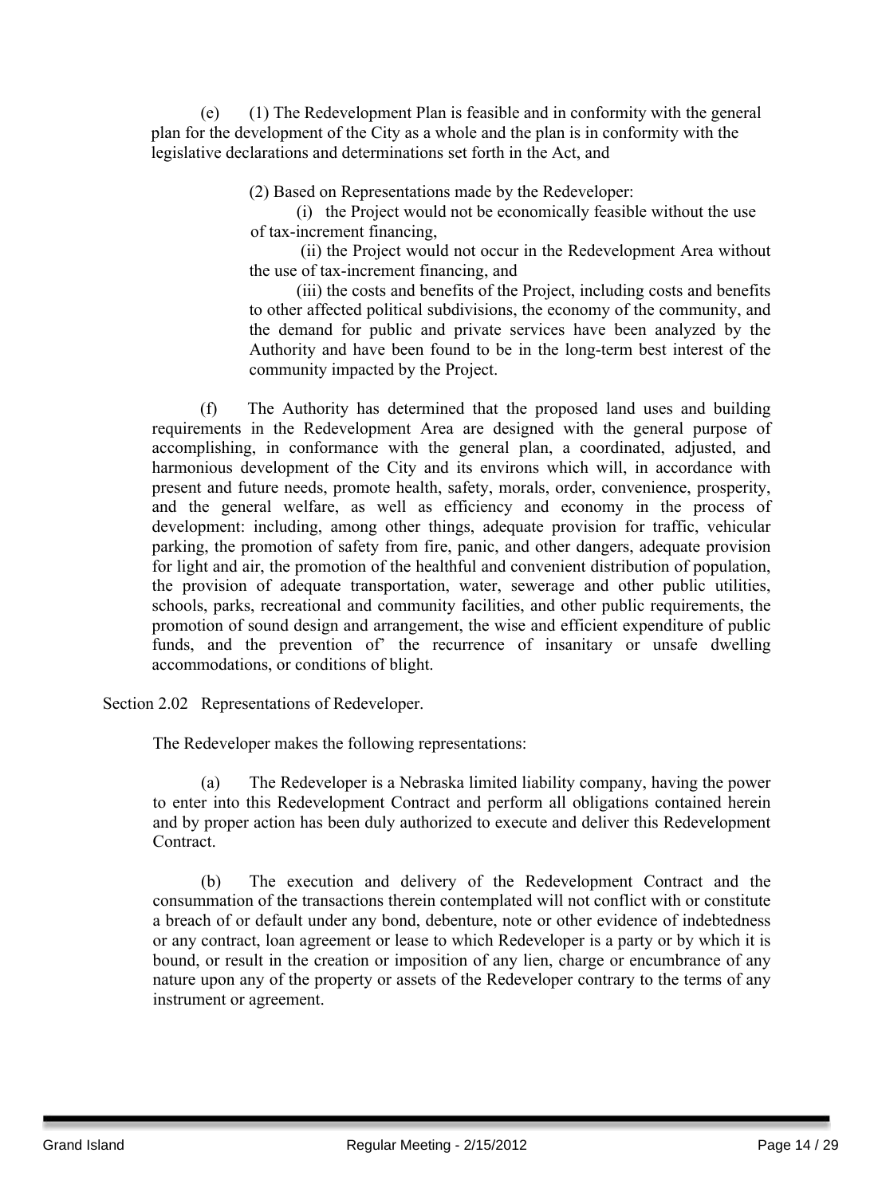(e) (1) The Redevelopment Plan is feasible and in conformity with the general plan for the development of the City as a whole and the plan is in conformity with the legislative declarations and determinations set forth in the Act, and

(2) Based on Representations made by the Redeveloper:

(i) the Project would not be economically feasible without the use of tax-increment financing,

(ii) the Project would not occur in the Redevelopment Area without the use of tax-increment financing, and

(iii) the costs and benefits of the Project, including costs and benefits to other affected political subdivisions, the economy of the community, and the demand for public and private services have been analyzed by the Authority and have been found to be in the long-term best interest of the community impacted by the Project.

(f) The Authority has determined that the proposed land uses and building requirements in the Redevelopment Area are designed with the general purpose of accomplishing, in conformance with the general plan, a coordinated, adjusted, and harmonious development of the City and its environs which will, in accordance with present and future needs, promote health, safety, morals, order, convenience, prosperity, and the general welfare, as well as efficiency and economy in the process of development: including, among other things, adequate provision for traffic, vehicular parking, the promotion of safety from fire, panic, and other dangers, adequate provision for light and air, the promotion of the healthful and convenient distribution of population, the provision of adequate transportation, water, sewerage and other public utilities, schools, parks, recreational and community facilities, and other public requirements, the promotion of sound design and arrangement, the wise and efficient expenditure of public funds, and the prevention of' the recurrence of insanitary or unsafe dwelling accommodations, or conditions of blight.

Section 2.02 Representations of Redeveloper.

The Redeveloper makes the following representations:

(a) The Redeveloper is a Nebraska limited liability company, having the power to enter into this Redevelopment Contract and perform all obligations contained herein and by proper action has been duly authorized to execute and deliver this Redevelopment Contract.

(b) The execution and delivery of the Redevelopment Contract and the consummation of the transactions therein contemplated will not conflict with or constitute a breach of or default under any bond, debenture, note or other evidence of indebtedness or any contract, loan agreement or lease to which Redeveloper is a party or by which it is bound, or result in the creation or imposition of any lien, charge or encumbrance of any nature upon any of the property or assets of the Redeveloper contrary to the terms of any instrument or agreement.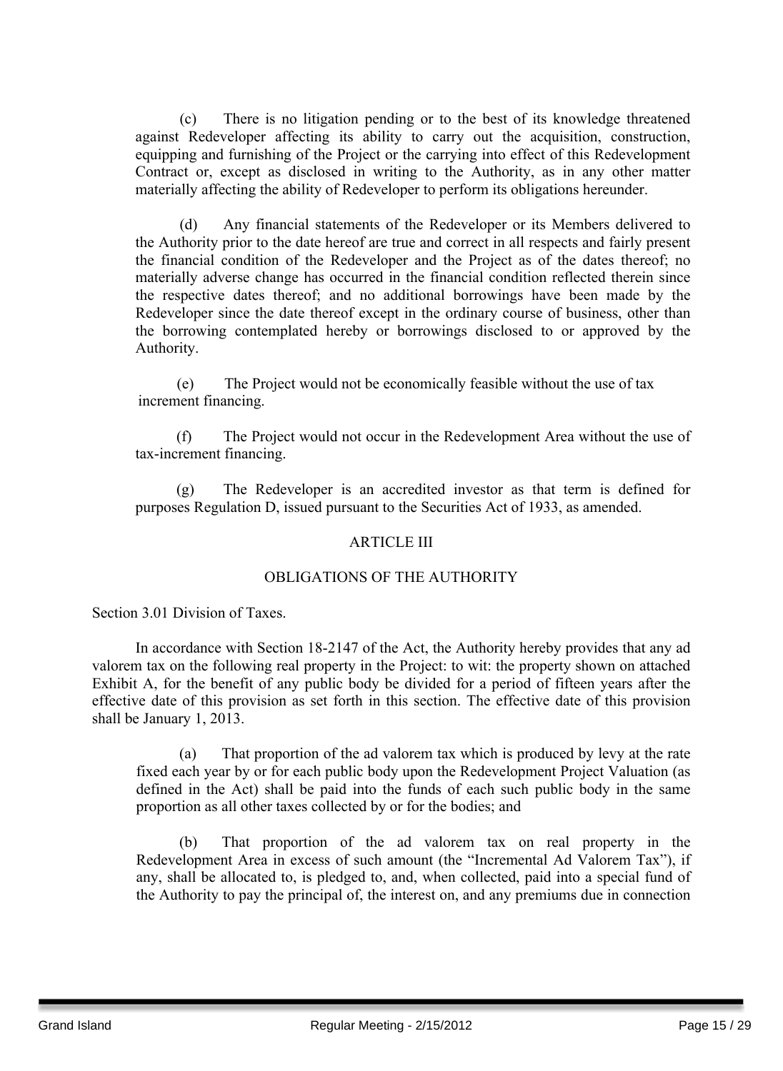(c) There is no litigation pending or to the best of its knowledge threatened against Redeveloper affecting its ability to carry out the acquisition, construction, equipping and furnishing of the Project or the carrying into effect of this Redevelopment Contract or, except as disclosed in writing to the Authority, as in any other matter materially affecting the ability of Redeveloper to perform its obligations hereunder.

(d) Any financial statements of the Redeveloper or its Members delivered to the Authority prior to the date hereof are true and correct in all respects and fairly present the financial condition of the Redeveloper and the Project as of the dates thereof; no materially adverse change has occurred in the financial condition reflected therein since the respective dates thereof; and no additional borrowings have been made by the Redeveloper since the date thereof except in the ordinary course of business, other than the borrowing contemplated hereby or borrowings disclosed to or approved by the Authority.

(e) The Project would not be economically feasible without the use of tax increment financing.

(f) The Project would not occur in the Redevelopment Area without the use of tax-increment financing.

(g) The Redeveloper is an accredited investor as that term is defined for purposes Regulation D, issued pursuant to the Securities Act of 1933, as amended.

## ARTICLE III

## OBLIGATIONS OF THE AUTHORITY

### Section 3.01 Division of Taxes.

In accordance with Section 18-2147 of the Act, the Authority hereby provides that any ad valorem tax on the following real property in the Project: to wit: the property shown on attached Exhibit A, for the benefit of any public body be divided for a period of fifteen years after the effective date of this provision as set forth in this section. The effective date of this provision shall be January 1, 2013.

(a) That proportion of the ad valorem tax which is produced by levy at the rate fixed each year by or for each public body upon the Redevelopment Project Valuation (as defined in the Act) shall be paid into the funds of each such public body in the same proportion as all other taxes collected by or for the bodies; and

(b) That proportion of the ad valorem tax on real property in the Redevelopment Area in excess of such amount (the "Incremental Ad Valorem Tax"), if any, shall be allocated to, is pledged to, and, when collected, paid into a special fund of the Authority to pay the principal of, the interest on, and any premiums due in connection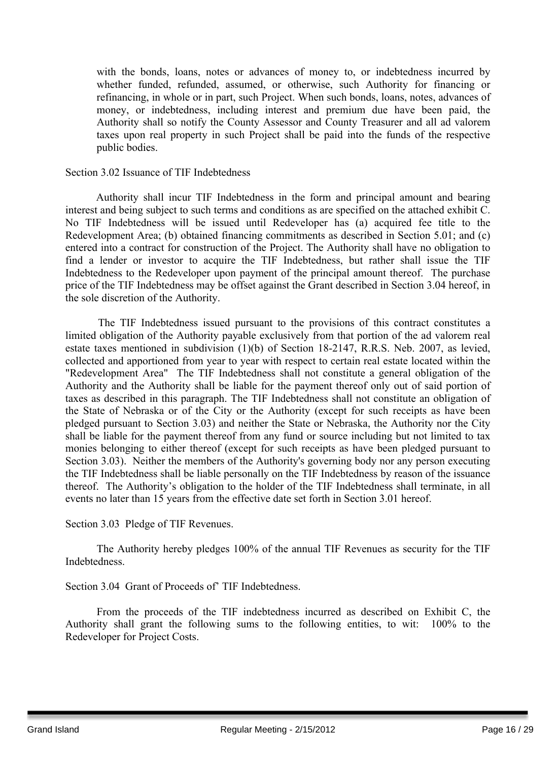with the bonds, loans, notes or advances of money to, or indebtedness incurred by whether funded, refunded, assumed, or otherwise, such Authority for financing or refinancing, in whole or in part, such Project. When such bonds, loans, notes, advances of money, or indebtedness, including interest and premium due have been paid, the Authority shall so notify the County Assessor and County Treasurer and all ad valorem taxes upon real property in such Project shall be paid into the funds of the respective public bodies.

Section 3.02 Issuance of TIF Indebtedness

Authority shall incur TIF Indebtedness in the form and principal amount and bearing interest and being subject to such terms and conditions as are specified on the attached exhibit C. No TIF Indebtedness will be issued until Redeveloper has (a) acquired fee title to the Redevelopment Area; (b) obtained financing commitments as described in Section 5.01; and (c) entered into a contract for construction of the Project. The Authority shall have no obligation to find a lender or investor to acquire the TIF Indebtedness, but rather shall issue the TIF Indebtedness to the Redeveloper upon payment of the principal amount thereof. The purchase price of the TIF Indebtedness may be offset against the Grant described in Section 3.04 hereof, in the sole discretion of the Authority.

The TIF Indebtedness issued pursuant to the provisions of this contract constitutes a limited obligation of the Authority payable exclusively from that portion of the ad valorem real estate taxes mentioned in subdivision (1)(b) of Section 18-2147, R.R.S. Neb. 2007, as levied, collected and apportioned from year to year with respect to certain real estate located within the "Redevelopment Area" The TIF Indebtedness shall not constitute a general obligation of the Authority and the Authority shall be liable for the payment thereof only out of said portion of taxes as described in this paragraph. The TIF Indebtedness shall not constitute an obligation of the State of Nebraska or of the City or the Authority (except for such receipts as have been pledged pursuant to Section 3.03) and neither the State or Nebraska, the Authority nor the City shall be liable for the payment thereof from any fund or source including but not limited to tax monies belonging to either thereof (except for such receipts as have been pledged pursuant to Section 3.03). Neither the members of the Authority's governing body nor any person executing the TIF Indebtedness shall be liable personally on the TIF Indebtedness by reason of the issuance thereof. The Authority's obligation to the holder of the TIF Indebtedness shall terminate, in all events no later than 15 years from the effective date set forth in Section 3.01 hereof.

Section 3.03 Pledge of TIF Revenues.

The Authority hereby pledges 100% of the annual TIF Revenues as security for the TIF Indebtedness.

Section 3.04 Grant of Proceeds of' TIF Indebtedness.

From the proceeds of the TIF indebtedness incurred as described on Exhibit C, the Authority shall grant the following sums to the following entities, to wit: 100% to the Redeveloper for Project Costs.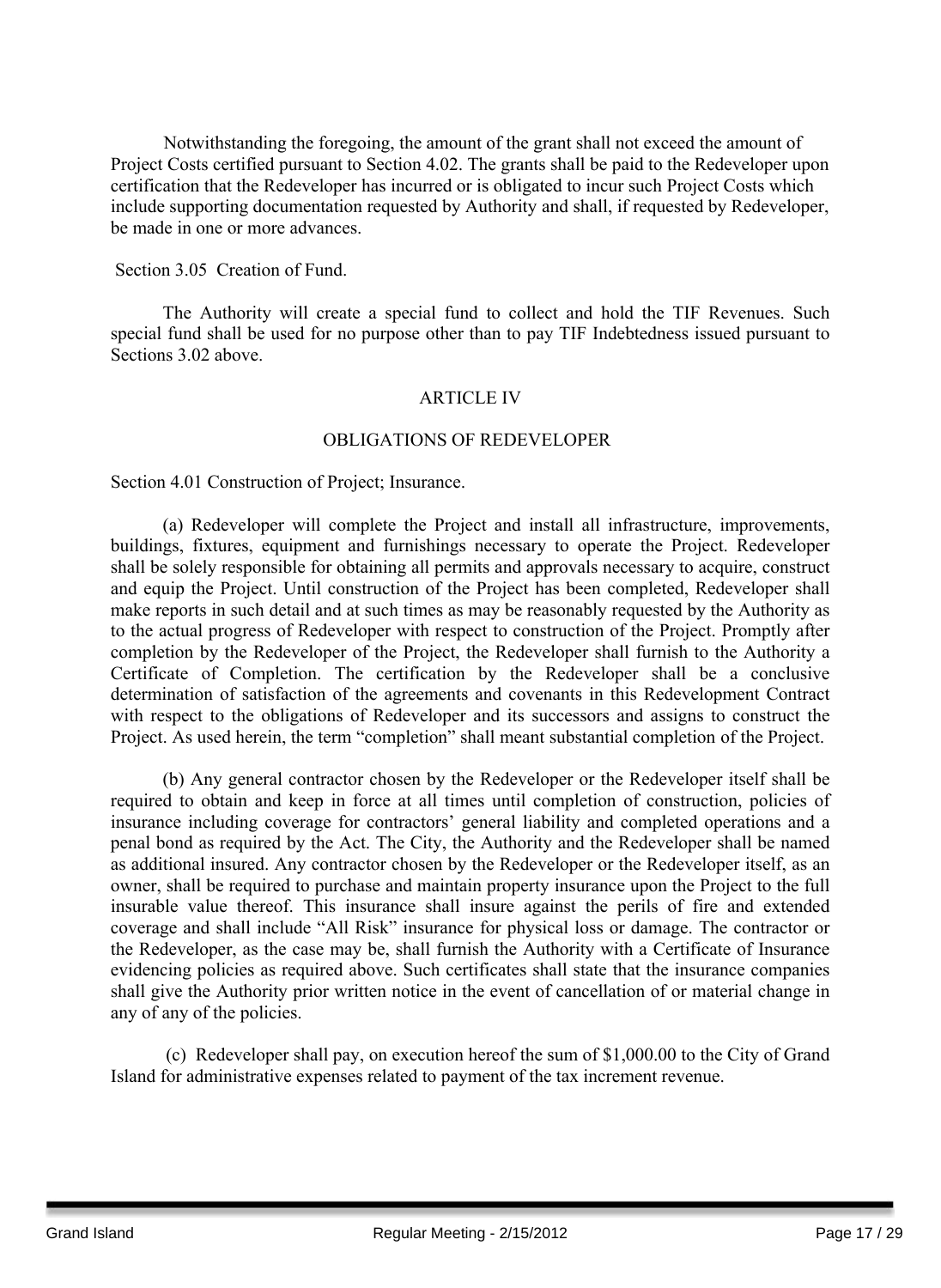Notwithstanding the foregoing, the amount of the grant shall not exceed the amount of Project Costs certified pursuant to Section 4.02. The grants shall be paid to the Redeveloper upon certification that the Redeveloper has incurred or is obligated to incur such Project Costs which include supporting documentation requested by Authority and shall, if requested by Redeveloper, be made in one or more advances.

Section 3.05 Creation of Fund.

The Authority will create a special fund to collect and hold the TIF Revenues. Such special fund shall be used for no purpose other than to pay TIF Indebtedness issued pursuant to Sections 3.02 above.

## ARTICLE IV

## OBLIGATIONS OF REDEVELOPER

Section 4.01 Construction of Project; Insurance.

(a) Redeveloper will complete the Project and install all infrastructure, improvements, buildings, fixtures, equipment and furnishings necessary to operate the Project. Redeveloper shall be solely responsible for obtaining all permits and approvals necessary to acquire, construct and equip the Project. Until construction of the Project has been completed, Redeveloper shall make reports in such detail and at such times as may be reasonably requested by the Authority as to the actual progress of Redeveloper with respect to construction of the Project. Promptly after completion by the Redeveloper of the Project, the Redeveloper shall furnish to the Authority a Certificate of Completion. The certification by the Redeveloper shall be a conclusive determination of satisfaction of the agreements and covenants in this Redevelopment Contract with respect to the obligations of Redeveloper and its successors and assigns to construct the Project. As used herein, the term "completion" shall meant substantial completion of the Project.

(b) Any general contractor chosen by the Redeveloper or the Redeveloper itself shall be required to obtain and keep in force at all times until completion of construction, policies of insurance including coverage for contractors' general liability and completed operations and a penal bond as required by the Act. The City, the Authority and the Redeveloper shall be named as additional insured. Any contractor chosen by the Redeveloper or the Redeveloper itself, as an owner, shall be required to purchase and maintain property insurance upon the Project to the full insurable value thereof. This insurance shall insure against the perils of fire and extended coverage and shall include "All Risk" insurance for physical loss or damage. The contractor or the Redeveloper, as the case may be, shall furnish the Authority with a Certificate of Insurance evidencing policies as required above. Such certificates shall state that the insurance companies shall give the Authority prior written notice in the event of cancellation of or material change in any of any of the policies.

(c) Redeveloper shall pay, on execution hereof the sum of $1,000.00 to the City of Grand Island for administrative expenses related to payment of the tax increment revenue.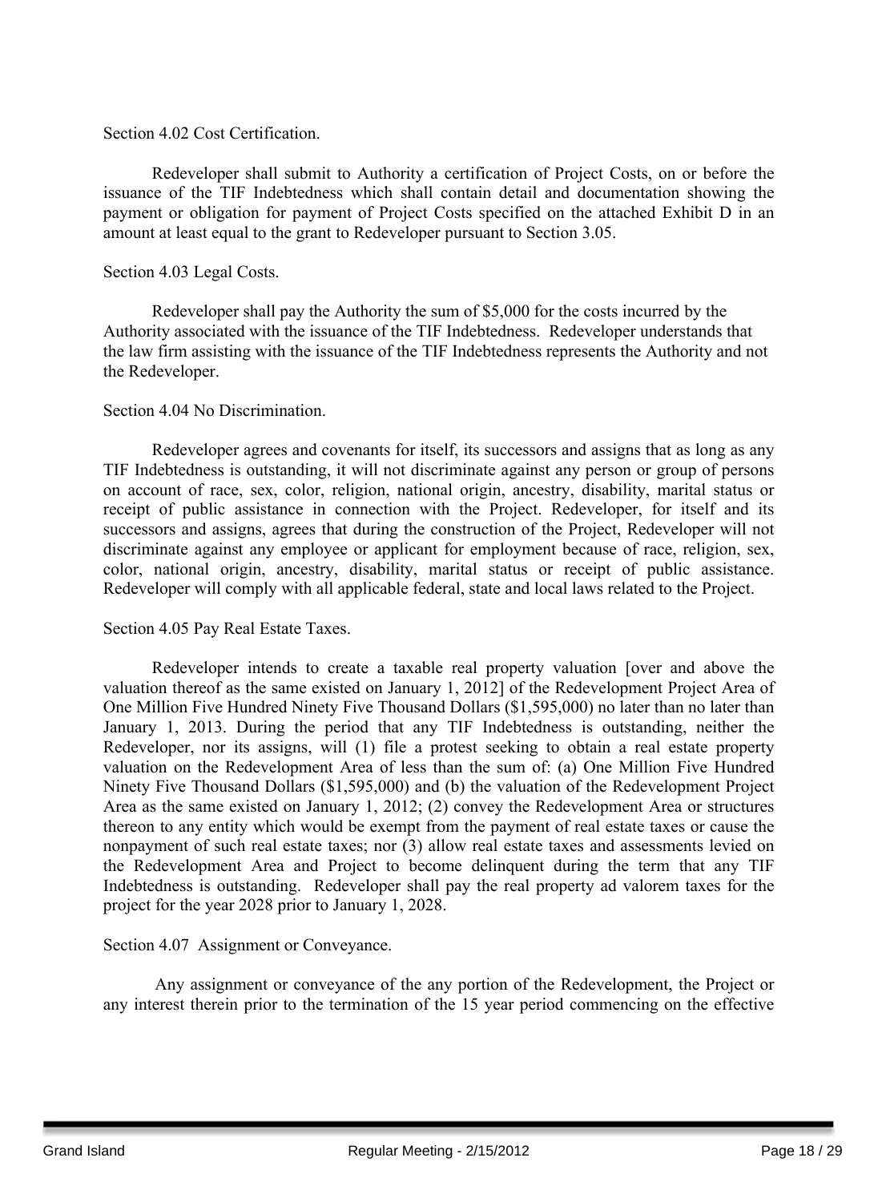Section 4.02 Cost Certification.

Redeveloper shall submit to Authority a certification of Project Costs, on or before the issuance of the TIF Indebtedness which shall contain detail and documentation showing the payment or obligation for payment of Project Costs specified on the attached Exhibit D in an amount at least equal to the grant to Redeveloper pursuant to Section 3.05.

Section 4.03 Legal Costs.

Redeveloper shall pay the Authority the sum of $5,000 for the costs incurred by the Authority associated with the issuance of the TIF Indebtedness. Redeveloper understands that the law firm assisting with the issuance of the TIF Indebtedness represents the Authority and not the Redeveloper.

Section 4.04 No Discrimination.

Redeveloper agrees and covenants for itself, its successors and assigns that as long as any TIF Indebtedness is outstanding, it will not discriminate against any person or group of persons on account of race, sex, color, religion, national origin, ancestry, disability, marital status or receipt of public assistance in connection with the Project. Redeveloper, for itself and its successors and assigns, agrees that during the construction of the Project, Redeveloper will not discriminate against any employee or applicant for employment because of race, religion, sex, color, national origin, ancestry, disability, marital status or receipt of public assistance. Redeveloper will comply with all applicable federal, state and local laws related to the Project.

Section 4.05 Pay Real Estate Taxes.

Redeveloper intends to create a taxable real property valuation [over and above the valuation thereof as the same existed on January 1, 2012] of the Redevelopment Project Area of One Million Five Hundred Ninety Five Thousand Dollars ($1,595,000) no later than no later than January 1, 2013. During the period that any TIF Indebtedness is outstanding, neither the Redeveloper, nor its assigns, will (1) file a protest seeking to obtain a real estate property valuation on the Redevelopment Area of less than the sum of: (a) One Million Five Hundred Ninety Five Thousand Dollars ($1,595,000) and (b) the valuation of the Redevelopment Project Area as the same existed on January 1, 2012; (2) convey the Redevelopment Area or structures thereon to any entity which would be exempt from the payment of real estate taxes or cause the nonpayment of such real estate taxes; nor (3) allow real estate taxes and assessments levied on the Redevelopment Area and Project to become delinquent during the term that any TIF Indebtedness is outstanding. Redeveloper shall pay the real property ad valorem taxes for the project for the year 2028 prior to January 1, 2028.

Section 4.07 Assignment or Conveyance.

Any assignment or conveyance of the any portion of the Redevelopment, the Project or any interest therein prior to the termination of the 15 year period commencing on the effective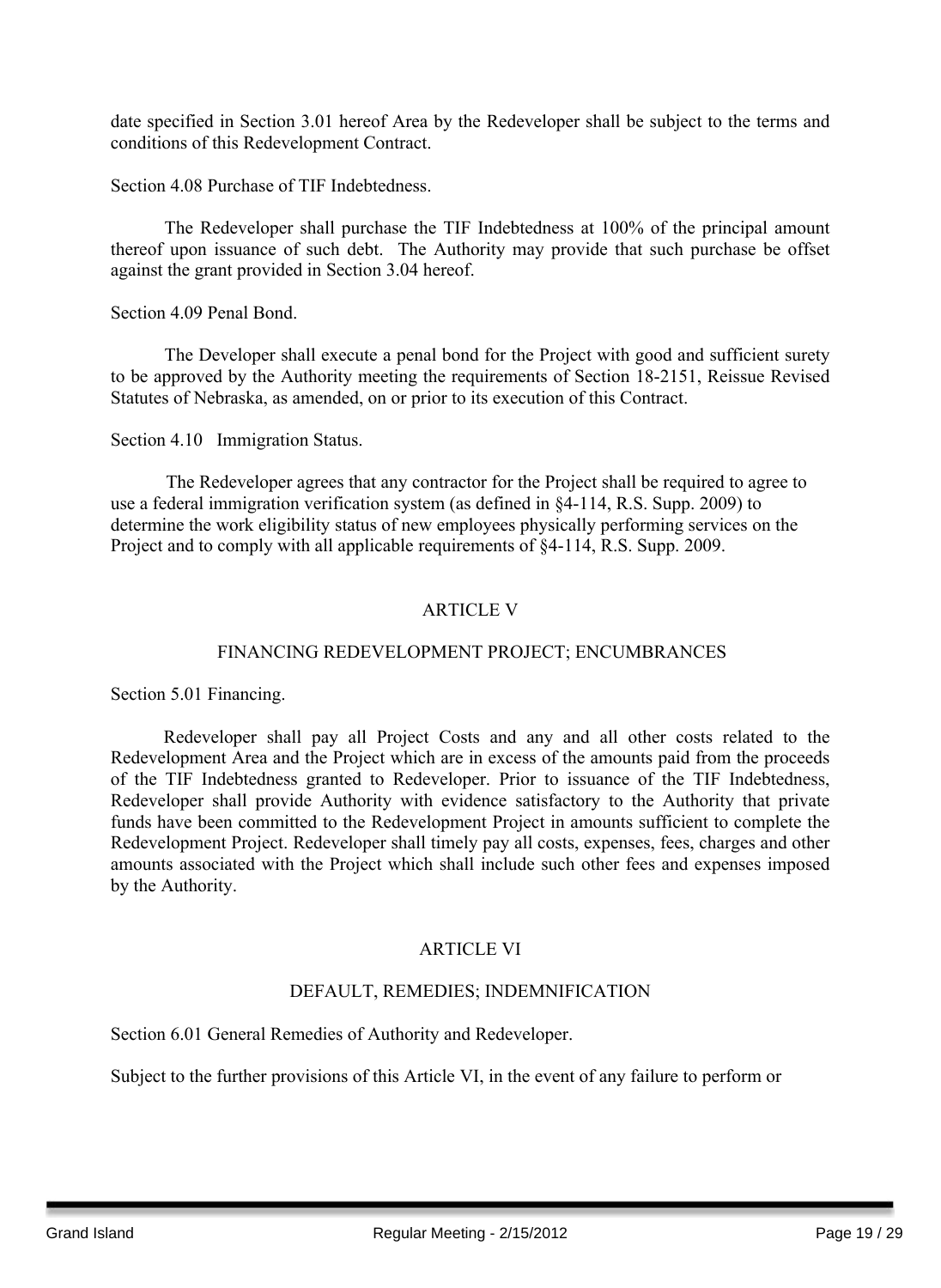date specified in Section 3.01 hereof Area by the Redeveloper shall be subject to the terms and conditions of this Redevelopment Contract.

Section 4.08 Purchase of TIF Indebtedness.

The Redeveloper shall purchase the TIF Indebtedness at 100% of the principal amount thereof upon issuance of such debt. The Authority may provide that such purchase be offset against the grant provided in Section 3.04 hereof.

Section 4.09 Penal Bond.

The Developer shall execute a penal bond for the Project with good and sufficient surety to be approved by the Authority meeting the requirements of Section 18-2151, Reissue Revised Statutes of Nebraska, as amended, on or prior to its execution of this Contract.

Section 4.10 Immigration Status.

The Redeveloper agrees that any contractor for the Project shall be required to agree to use a federal immigration verification system (as defined in §4-114, R.S. Supp. 2009) to determine the work eligibility status of new employees physically performing services on the Project and to comply with all applicable requirements of §4-114, R.S. Supp. 2009.

## ARTICLE V

## FINANCING REDEVELOPMENT PROJECT; ENCUMBRANCES

Section 5.01 Financing.

Redeveloper shall pay all Project Costs and any and all other costs related to the Redevelopment Area and the Project which are in excess of the amounts paid from the proceeds of the TIF Indebtedness granted to Redeveloper. Prior to issuance of the TIF Indebtedness, Redeveloper shall provide Authority with evidence satisfactory to the Authority that private funds have been committed to the Redevelopment Project in amounts sufficient to complete the Redevelopment Project. Redeveloper shall timely pay all costs, expenses, fees, charges and other amounts associated with the Project which shall include such other fees and expenses imposed by the Authority.

## ARTICLE VI

## DEFAULT, REMEDIES; INDEMNIFICATION

Section 6.01 General Remedies of Authority and Redeveloper.

Subject to the further provisions of this Article VI, in the event of any failure to perform or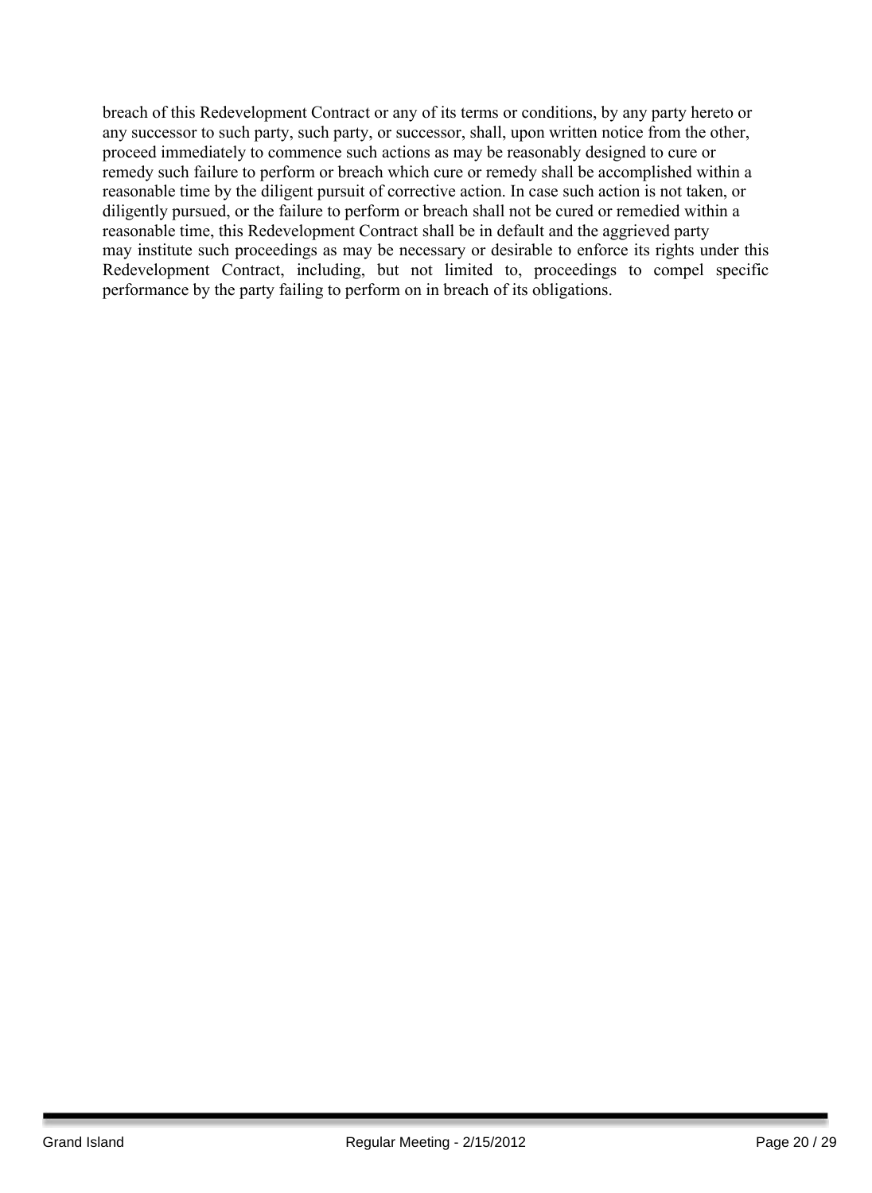breach of this Redevelopment Contract or any of its terms or conditions, by any party hereto or any successor to such party, such party, or successor, shall, upon written notice from the other, proceed immediately to commence such actions as may be reasonably designed to cure or remedy such failure to perform or breach which cure or remedy shall be accomplished within a reasonable time by the diligent pursuit of corrective action. In case such action is not taken, or diligently pursued, or the failure to perform or breach shall not be cured or remedied within a reasonable time, this Redevelopment Contract shall be in default and the aggrieved party may institute such proceedings as may be necessary or desirable to enforce its rights under this Redevelopment Contract, including, but not limited to, proceedings to compel specific performance by the party failing to perform on in breach of its obligations.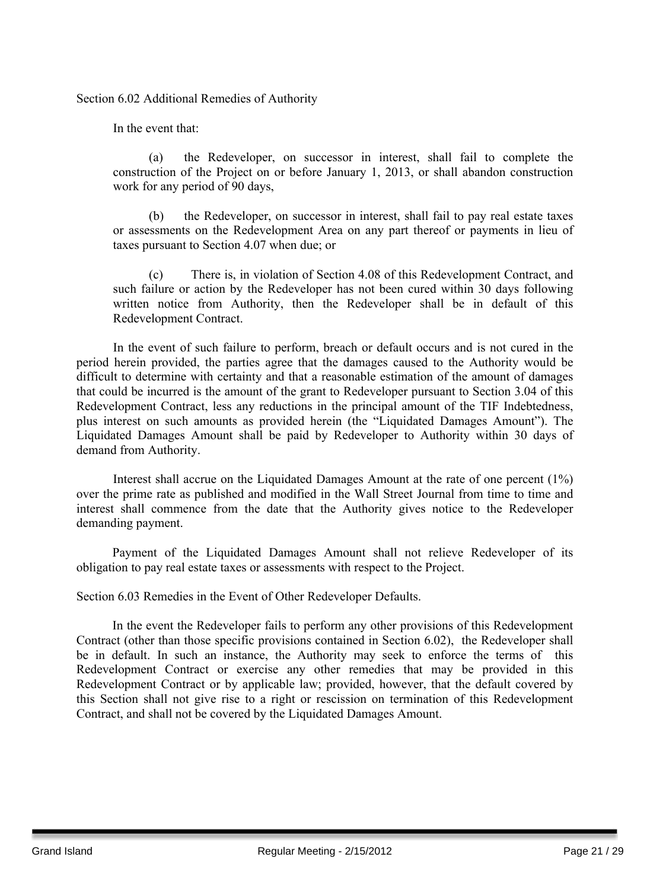Section 6.02 Additional Remedies of Authority

In the event that:

(a) the Redeveloper, on successor in interest, shall fail to complete the construction of the Project on or before January 1, 2013, or shall abandon construction work for any period of 90 days,

(b) the Redeveloper, on successor in interest, shall fail to pay real estate taxes or assessments on the Redevelopment Area on any part thereof or payments in lieu of taxes pursuant to Section 4.07 when due; or

(c) There is, in violation of Section 4.08 of this Redevelopment Contract, and such failure or action by the Redeveloper has not been cured within 30 days following written notice from Authority, then the Redeveloper shall be in default of this Redevelopment Contract.

In the event of such failure to perform, breach or default occurs and is not cured in the period herein provided, the parties agree that the damages caused to the Authority would be difficult to determine with certainty and that a reasonable estimation of the amount of damages that could be incurred is the amount of the grant to Redeveloper pursuant to Section 3.04 of this Redevelopment Contract, less any reductions in the principal amount of the TIF Indebtedness, plus interest on such amounts as provided herein (the "Liquidated Damages Amount"). The Liquidated Damages Amount shall be paid by Redeveloper to Authority within 30 days of demand from Authority.

Interest shall accrue on the Liquidated Damages Amount at the rate of one percent (1%) over the prime rate as published and modified in the Wall Street Journal from time to time and interest shall commence from the date that the Authority gives notice to the Redeveloper demanding payment.

Payment of the Liquidated Damages Amount shall not relieve Redeveloper of its obligation to pay real estate taxes or assessments with respect to the Project.

Section 6.03 Remedies in the Event of Other Redeveloper Defaults.

In the event the Redeveloper fails to perform any other provisions of this Redevelopment Contract (other than those specific provisions contained in Section 6.02), the Redeveloper shall be in default. In such an instance, the Authority may seek to enforce the terms of this Redevelopment Contract or exercise any other remedies that may be provided in this Redevelopment Contract or by applicable law; provided, however, that the default covered by this Section shall not give rise to a right or rescission on termination of this Redevelopment Contract, and shall not be covered by the Liquidated Damages Amount.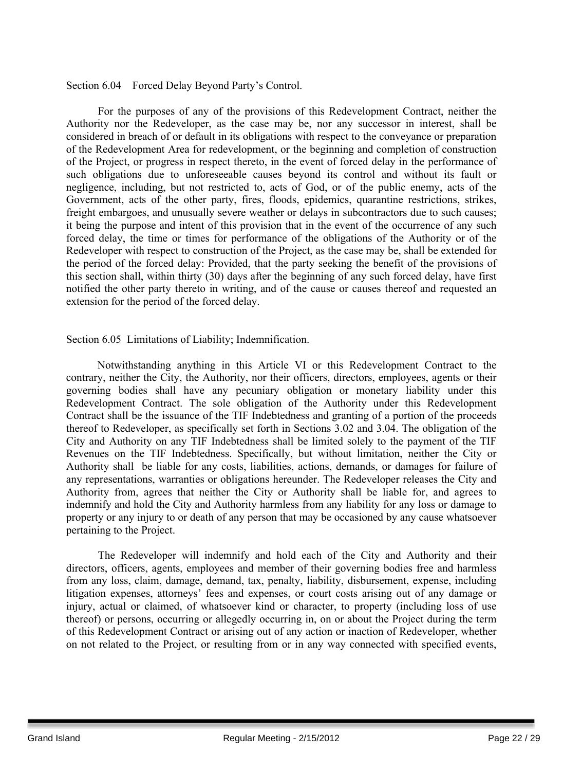Section 6.04 Forced Delay Beyond Party's Control.

For the purposes of any of the provisions of this Redevelopment Contract, neither the Authority nor the Redeveloper, as the case may be, nor any successor in interest, shall be considered in breach of or default in its obligations with respect to the conveyance or preparation of the Redevelopment Area for redevelopment, or the beginning and completion of construction of the Project, or progress in respect thereto, in the event of forced delay in the performance of such obligations due to unforeseeable causes beyond its control and without its fault or negligence, including, but not restricted to, acts of God, or of the public enemy, acts of the Government, acts of the other party, fires, floods, epidemics, quarantine restrictions, strikes, freight embargoes, and unusually severe weather or delays in subcontractors due to such causes; it being the purpose and intent of this provision that in the event of the occurrence of any such forced delay, the time or times for performance of the obligations of the Authority or of the Redeveloper with respect to construction of the Project, as the case may be, shall be extended for the period of the forced delay: Provided, that the party seeking the benefit of the provisions of this section shall, within thirty (30) days after the beginning of any such forced delay, have first notified the other party thereto in writing, and of the cause or causes thereof and requested an extension for the period of the forced delay.

Section 6.05 Limitations of Liability; Indemnification.

Notwithstanding anything in this Article VI or this Redevelopment Contract to the contrary, neither the City, the Authority, nor their officers, directors, employees, agents or their governing bodies shall have any pecuniary obligation or monetary liability under this Redevelopment Contract. The sole obligation of the Authority under this Redevelopment Contract shall be the issuance of the TIF Indebtedness and granting of a portion of the proceeds thereof to Redeveloper, as specifically set forth in Sections 3.02 and 3.04. The obligation of the City and Authority on any TIF Indebtedness shall be limited solely to the payment of the TIF Revenues on the TIF Indebtedness. Specifically, but without limitation, neither the City or Authority shall be liable for any costs, liabilities, actions, demands, or damages for failure of any representations, warranties or obligations hereunder. The Redeveloper releases the City and Authority from, agrees that neither the City or Authority shall be liable for, and agrees to indemnify and hold the City and Authority harmless from any liability for any loss or damage to property or any injury to or death of any person that may be occasioned by any cause whatsoever pertaining to the Project.

The Redeveloper will indemnify and hold each of the City and Authority and their directors, officers, agents, employees and member of their governing bodies free and harmless from any loss, claim, damage, demand, tax, penalty, liability, disbursement, expense, including litigation expenses, attorneys' fees and expenses, or court costs arising out of any damage or injury, actual or claimed, of whatsoever kind or character, to property (including loss of use thereof) or persons, occurring or allegedly occurring in, on or about the Project during the term of this Redevelopment Contract or arising out of any action or inaction of Redeveloper, whether on not related to the Project, or resulting from or in any way connected with specified events,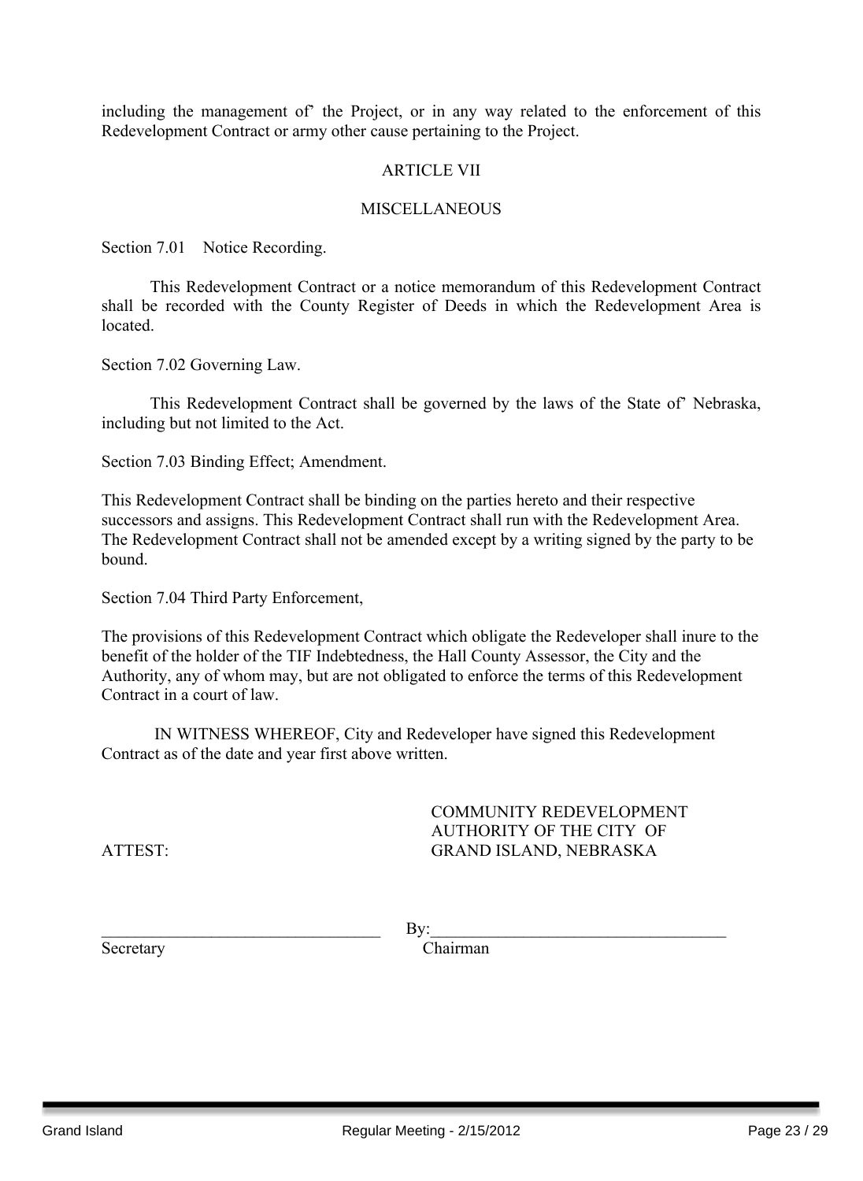including the management of' the Project, or in any way related to the enforcement of this Redevelopment Contract or army other cause pertaining to the Project.

## ARTICLE VII

## MISCELLANEOUS

Section 7.01 Notice Recording.

This Redevelopment Contract or a notice memorandum of this Redevelopment Contract shall be recorded with the County Register of Deeds in which the Redevelopment Area is located.

Section 7.02 Governing Law.

This Redevelopment Contract shall be governed by the laws of the State of' Nebraska, including but not limited to the Act.

Section 7.03 Binding Effect; Amendment.

This Redevelopment Contract shall be binding on the parties hereto and their respective successors and assigns. This Redevelopment Contract shall run with the Redevelopment Area. The Redevelopment Contract shall not be amended except by a writing signed by the party to be bound.

Section 7.04 Third Party Enforcement,

The provisions of this Redevelopment Contract which obligate the Redeveloper shall inure to the benefit of the holder of the TIF Indebtedness, the Hall County Assessor, the City and the Authority, any of whom may, but are not obligated to enforce the terms of this Redevelopment Contract in a court of law.

IN WITNESS WHEREOF, City and Redeveloper have signed this Redevelopment Contract as of the date and year first above written.

ATTEST:

COMMUNITY REDEVELOPMENT AUTHORITY OF THE CITY OF GRAND ISLAND, NEBRASKA

\_\_\_\_\_\_\_\_\_\_\_\_\_\_\_\_\_\_\_\_\_\_\_\_\_\_\_\_\_\_\_\_\_\_
Secretary

By:\_\_\_\_\_\_\_\_\_\_\_\_\_\_\_\_\_\_\_\_\_\_\_\_\_\_\_\_\_\_\_\_\_\_
Chairman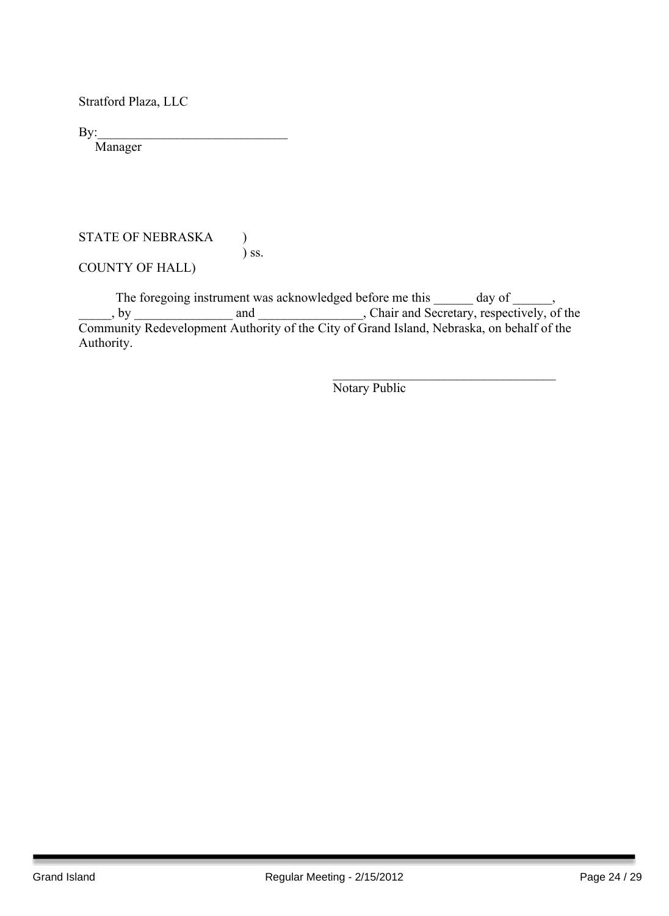Stratford Plaza, LLC

By:____________________________
Manager

STATE OF NEBRASKA )
) ss.
COUNTY OF HALL)

The foregoing instrument was acknowledged before me this ______ day of ______, _____, by _______________ and ________________, Chair and Secretary, respectively, of the Community Redevelopment Authority of the City of Grand Island, Nebraska, on behalf of the Authority.

___________________________________
Notary Public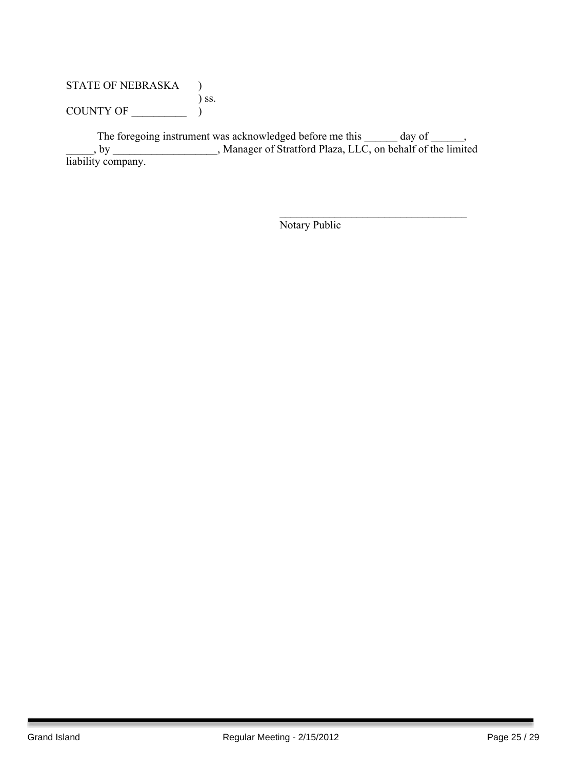STATE OF NEBRASKA )
) ss.
COUNTY OF __________ )

The foregoing instrument was acknowledged before me this ______ day of ______, _____, by ___________________, Manager of Stratford Plaza, LLC, on behalf of the limited liability company.

___________________________________
Notary Public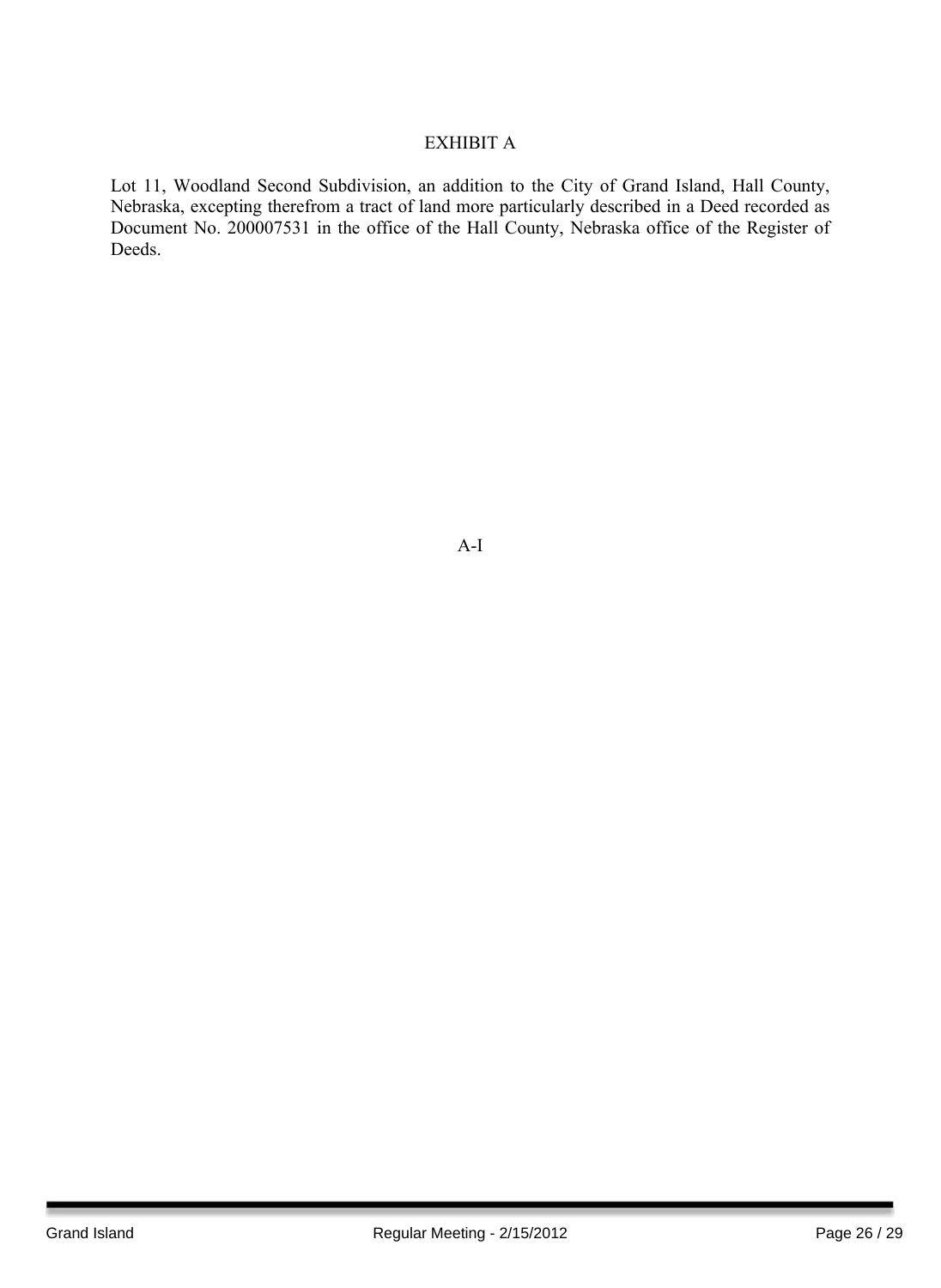# EXHIBIT A

Lot 11, Woodland Second Subdivision, an addition to the City of Grand Island, Hall County, Nebraska, excepting therefrom a tract of land more particularly described in a Deed recorded as Document No. 200007531 in the office of the Hall County, Nebraska office of the Register of Deeds.

A-I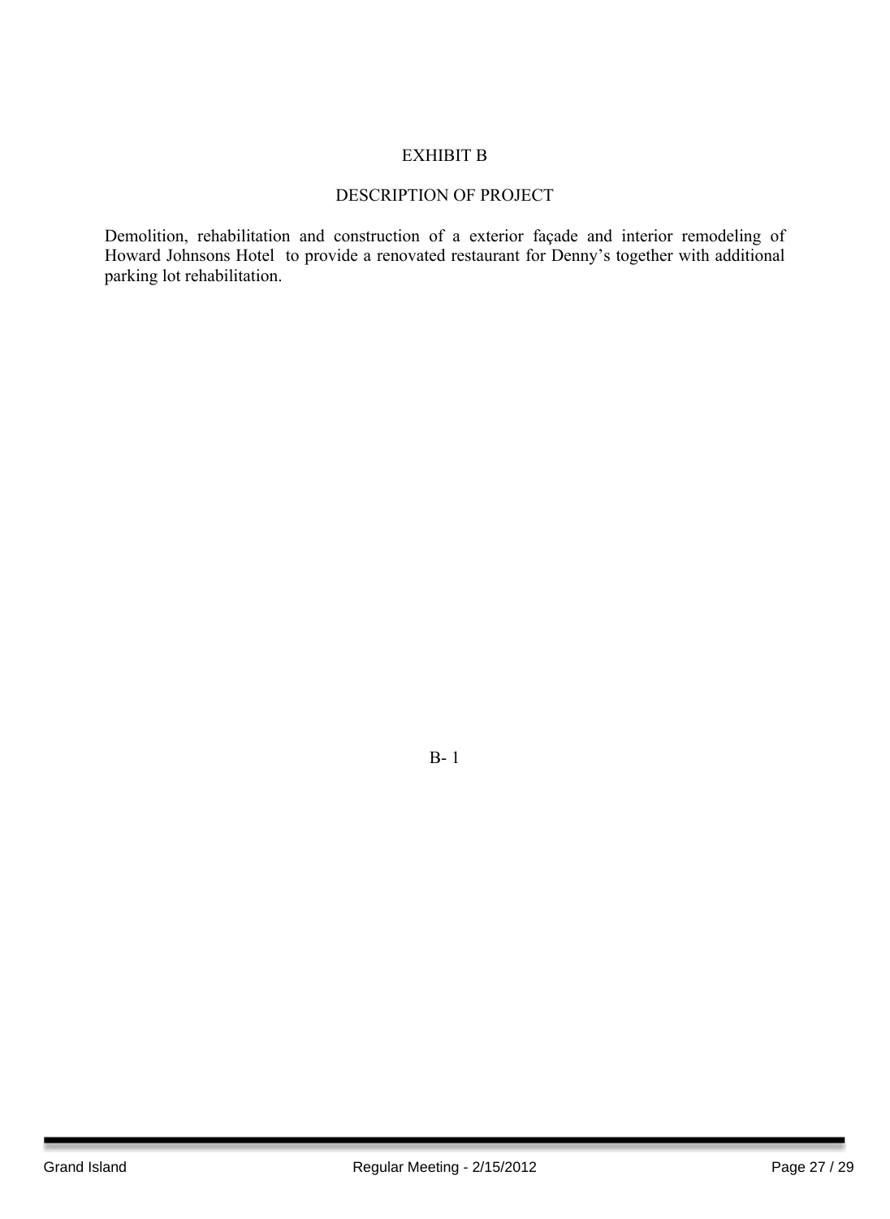# EXHIBIT B

## DESCRIPTION OF PROJECT

Demolition, rehabilitation and construction of a exterior façade and interior remodeling of Howard Johnsons Hotel to provide a renovated restaurant for Denny's together with additional parking lot rehabilitation.

B- 1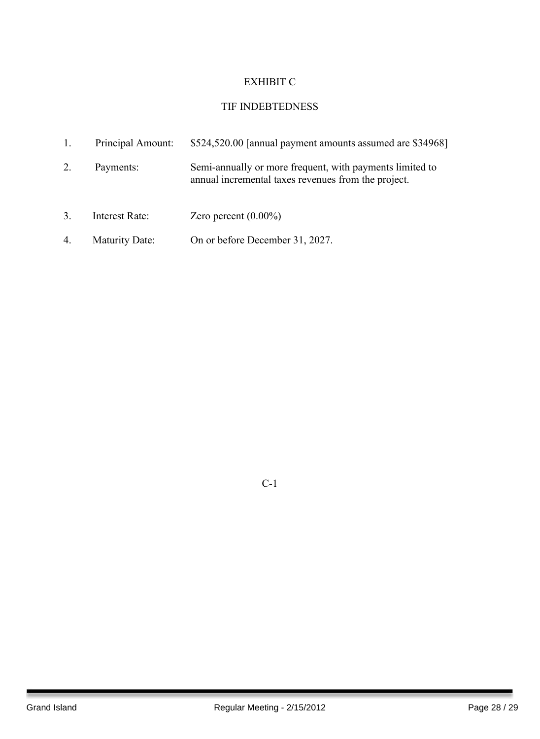# EXHIBIT C

## TIF INDEBTEDNESS

1. Principal Amount: $524,520.00 [annual payment amounts assumed are $34968]

2. Payments: Semi-annually or more frequent, with payments limited to annual incremental taxes revenues from the project.

3. Interest Rate: Zero percent (0.00%)

4. Maturity Date: On or before December 31, 2027.

C-1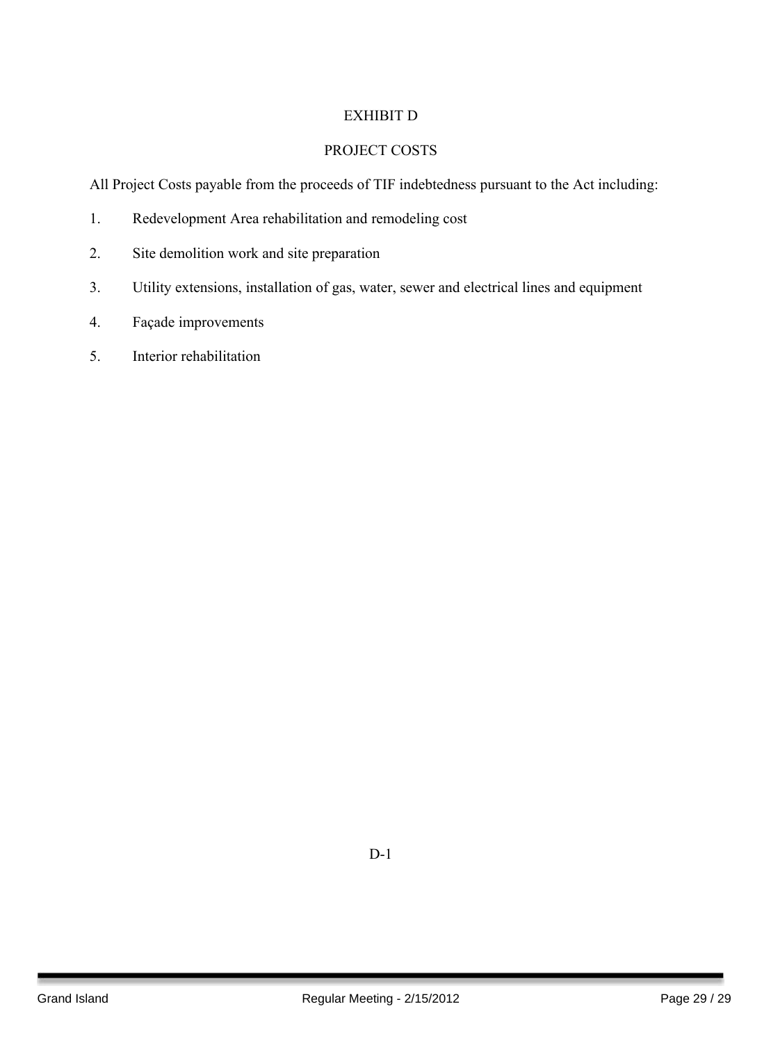# EXHIBIT D

## PROJECT COSTS

All Project Costs payable from the proceeds of TIF indebtedness pursuant to the Act including:

1. Redevelopment Area rehabilitation and remodeling cost
2. Site demolition work and site preparation
3. Utility extensions, installation of gas, water, sewer and electrical lines and equipment
4. Façade improvements
5. Interior rehabilitation

D-1